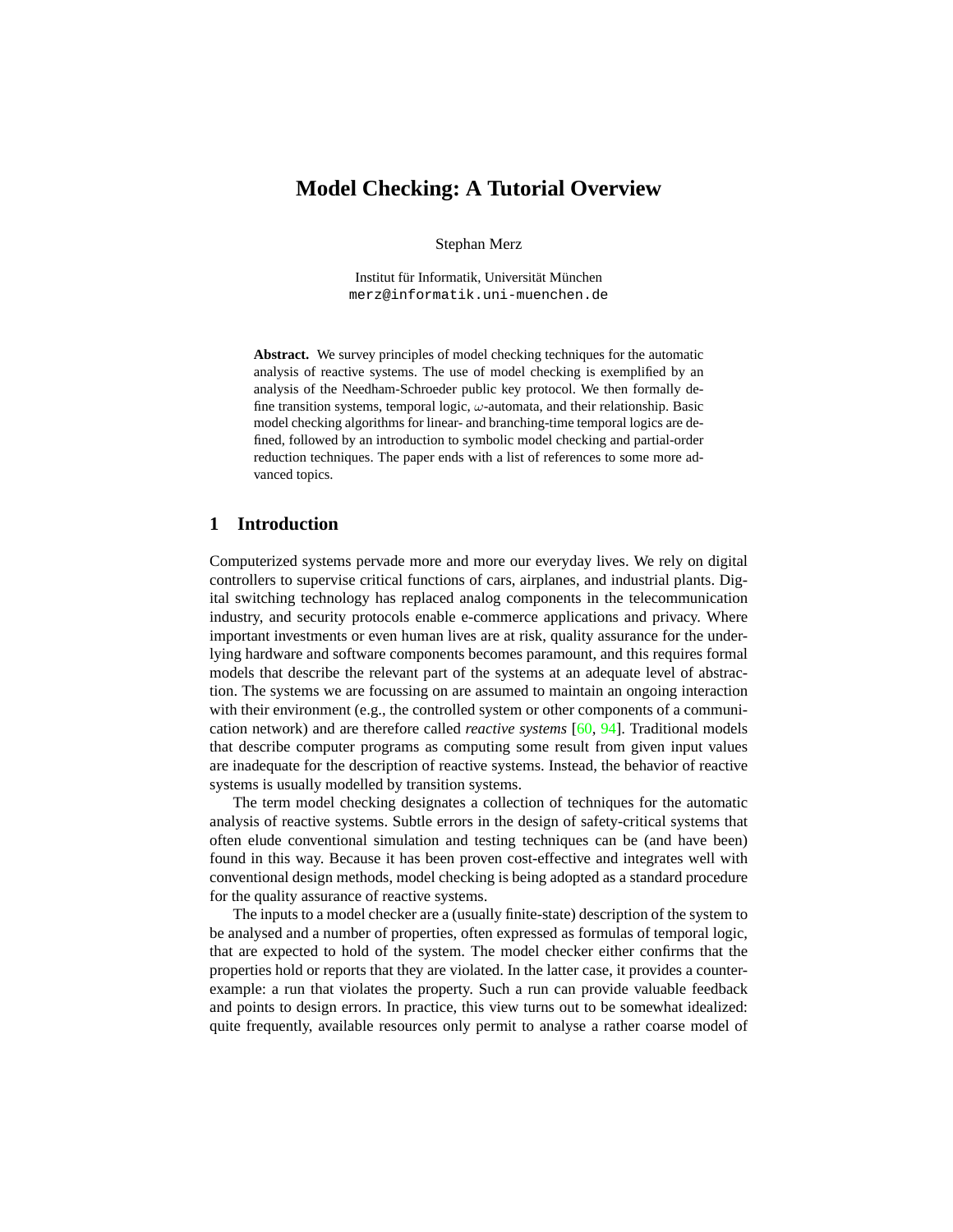# Model Checking: A Tutorial Overview

Stephan Merz

Institut für Informatik, Universität München
merz@informatik.uni-muenchen.de

**Abstract.** We survey principles of model checking techniques for the automatic analysis of reactive systems. The use of model checking is exemplified by an analysis of the Needham-Schroeder public key protocol. We then formally define transition systems, temporal logic, $\omega$-automata, and their relationship. Basic model checking algorithms for linear- and branching-time temporal logics are defined, followed by an introduction to symbolic model checking and partial-order reduction techniques. The paper ends with a list of references to some more advanced topics.

## 1 Introduction

Computerized systems pervade more and more our everyday lives. We rely on digital controllers to supervise critical functions of cars, airplanes, and industrial plants. Digital switching technology has replaced analog components in the telecommunication industry, and security protocols enable e-commerce applications and privacy. Where important investments or even human lives are at risk, quality assurance for the underlying hardware and software components becomes paramount, and this requires formal models that describe the relevant part of the systems at an adequate level of abstraction. The systems we are focussing on are assumed to maintain an ongoing interaction with their environment (e.g., the controlled system or other components of a communication network) and are therefore called *reactive systems* [60, 94]. Traditional models that describe computer programs as computing some result from given input values are inadequate for the description of reactive systems. Instead, the behavior of reactive systems is usually modelled by transition systems.

The term model checking designates a collection of techniques for the automatic analysis of reactive systems. Subtle errors in the design of safety-critical systems that often elude conventional simulation and testing techniques can be (and have been) found in this way. Because it has been proven cost-effective and integrates well with conventional design methods, model checking is being adopted as a standard procedure for the quality assurance of reactive systems.

The inputs to a model checker are a (usually finite-state) description of the system to be analysed and a number of properties, often expressed as formulas of temporal logic, that are expected to hold of the system. The model checker either confirms that the properties hold or reports that they are violated. In the latter case, it provides a counterexample: a run that violates the property. Such a run can provide valuable feedback and points to design errors. In practice, this view turns out to be somewhat idealized: quite frequently, available resources only permit to analyse a rather coarse model of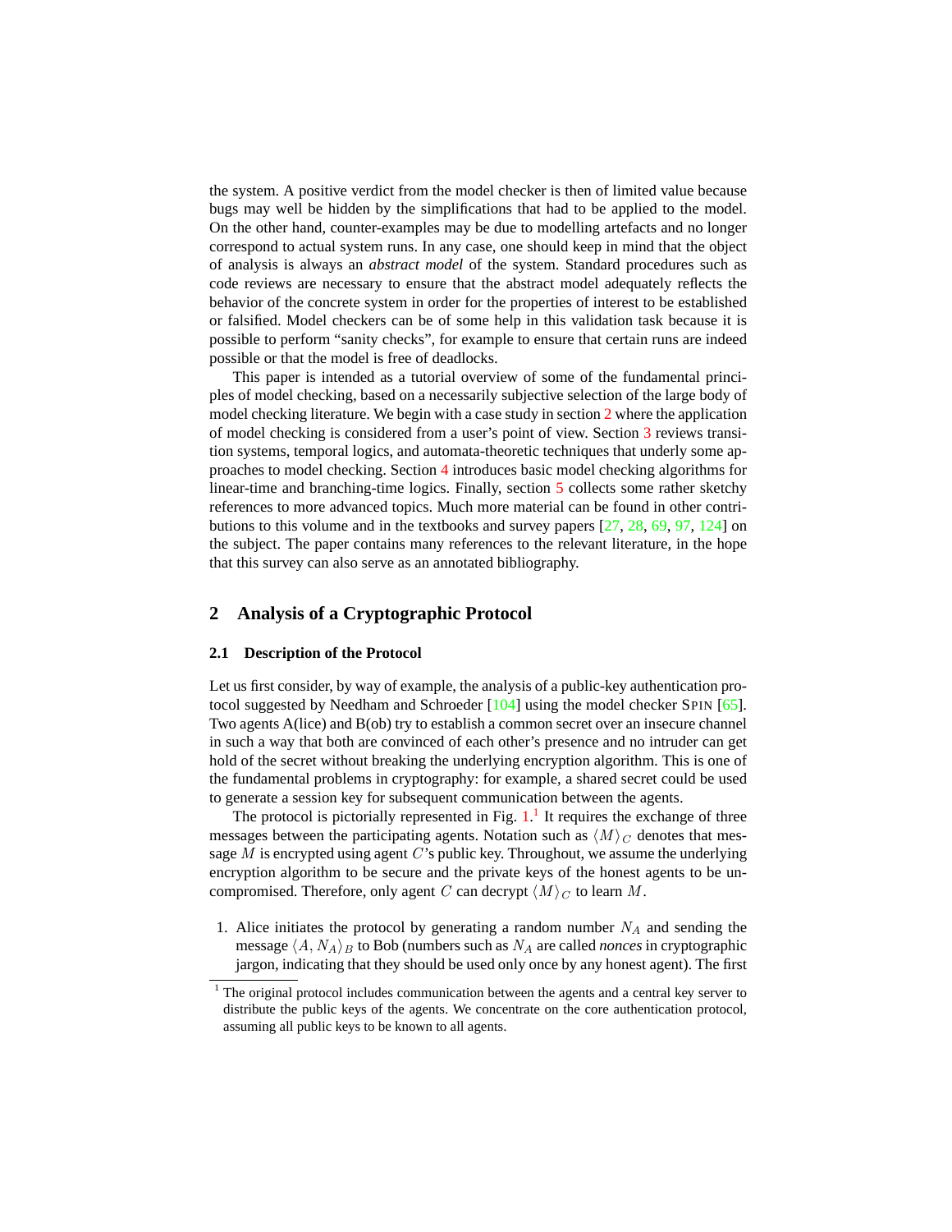the system. A positive verdict from the model checker is then of limited value because bugs may well be hidden by the simplifications that had to be applied to the model. On the other hand, counter-examples may be due to modelling artefacts and no longer correspond to actual system runs. In any case, one should keep in mind that the object of analysis is always an *abstract model* of the system. Standard procedures such as code reviews are necessary to ensure that the abstract model adequately reflects the behavior of the concrete system in order for the properties of interest to be established or falsified. Model checkers can be of some help in this validation task because it is possible to perform "sanity checks", for example to ensure that certain runs are indeed possible or that the model is free of deadlocks.

This paper is intended as a tutorial overview of some of the fundamental principles of model checking, based on a necessarily subjective selection of the large body of model checking literature. We begin with a case study in section 2 where the application of model checking is considered from a user's point of view. Section 3 reviews transition systems, temporal logics, and automata-theoretic techniques that underly some approaches to model checking. Section 4 introduces basic model checking algorithms for linear-time and branching-time logics. Finally, section 5 collects some rather sketchy references to more advanced topics. Much more material can be found in other contributions to this volume and in the textbooks and survey papers [27, 28, 69, 97, 124] on the subject. The paper contains many references to the relevant literature, in the hope that this survey can also serve as an annotated bibliography.

## 2 Analysis of a Cryptographic Protocol

### 2.1 Description of the Protocol

Let us first consider, by way of example, the analysis of a public-key authentication protocol suggested by Needham and Schroeder [104] using the model checker SPIN [65]. Two agents A(lice) and B(ob) try to establish a common secret over an insecure channel in such a way that both are convinced of each other's presence and no intruder can get hold of the secret without breaking the underlying encryption algorithm. This is one of the fundamental problems in cryptography: for example, a shared secret could be used to generate a session key for subsequent communication between the agents.

The protocol is pictorially represented in Fig. 1.[1] It requires the exchange of three messages between the participating agents. Notation such as $\langle M \rangle_C$ denotes that message $M$ is encrypted using agent $C$'s public key. Throughout, we assume the underlying encryption algorithm to be secure and the private keys of the honest agents to be uncompromised. Therefore, only agent $C$ can decrypt $\langle M \rangle_C$ to learn $M$.

1. Alice initiates the protocol by generating a random number $N_A$ and sending the message $\langle A, N_A \rangle_B$ to Bob (numbers such as $N_A$ are called *nonces* in cryptographic jargon, indicating that they should be used only once by any honest agent). The first

[1] The original protocol includes communication between the agents and a central key server to distribute the public keys of the agents. We concentrate on the core authentication protocol, assuming all public keys to be known to all agents.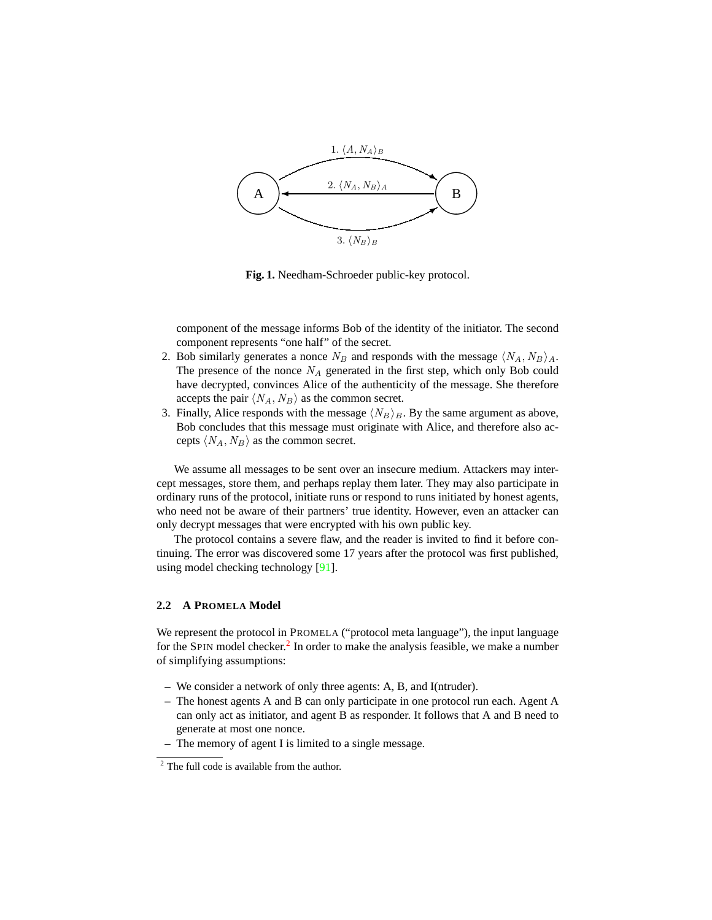Fig. 1. Needham-Schroeder public-key protocol.

component of the message informs Bob of the identity of the initiator. The second component represents "one half" of the secret.

2. Bob similarly generates a nonce $N_B$ and responds with the message $\langle N_A, N_B \rangle_A$. The presence of the nonce $N_A$ generated in the first step, which only Bob could have decrypted, convinces Alice of the authenticity of the message. She therefore accepts the pair $\langle N_A, N_B \rangle$ as the common secret.
3. Finally, Alice responds with the message $\langle N_B \rangle_B$. By the same argument as above, Bob concludes that this message must originate with Alice, and therefore also accepts $\langle N_A, N_B \rangle$ as the common secret.

We assume all messages to be sent over an insecure medium. Attackers may intercept messages, store them, and perhaps replay them later. They may also participate in ordinary runs of the protocol, initiate runs or respond to runs initiated by honest agents, who need not be aware of their partners' true identity. However, even an attacker can only decrypt messages that were encrypted with his own public key.

The protocol contains a severe flaw, and the reader is invited to find it before continuing. The error was discovered some 17 years after the protocol was first published, using model checking technology [91].

### 2.2 A PROMELA Model

We represent the protocol in PROMELA ("protocol meta language"), the input language for the SPIN model checker.[2] In order to make the analysis feasible, we make a number of simplifying assumptions:

- We consider a network of only three agents: A, B, and I(ntruder).
- The honest agents A and B can only participate in one protocol run each. Agent A can only act as initiator, and agent B as responder. It follows that A and B need to generate at most one nonce.
- The memory of agent I is limited to a single message.

[2] The full code is available from the author.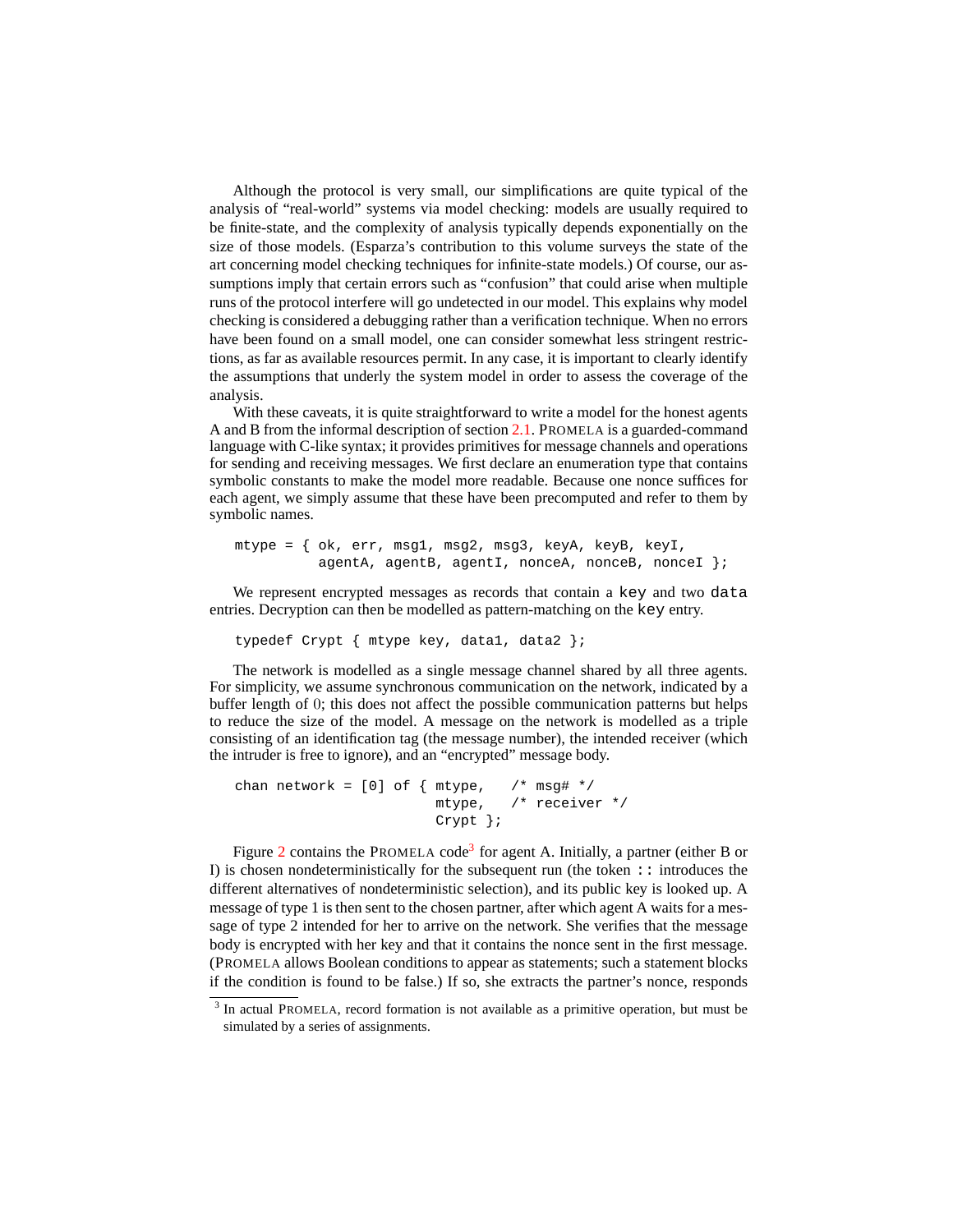Although the protocol is very small, our simplifications are quite typical of the analysis of "real-world" systems via model checking: models are usually required to be finite-state, and the complexity of analysis typically depends exponentially on the size of those models. (Esparza's contribution to this volume surveys the state of the art concerning model checking techniques for infinite-state models.) Of course, our assumptions imply that certain errors such as "confusion" that could arise when multiple runs of the protocol interfere will go undetected in our model. This explains why model checking is considered a debugging rather than a verification technique. When no errors have been found on a small model, one can consider somewhat less stringent restrictions, as far as available resources permit. In any case, it is important to clearly identify the assumptions that underly the system model in order to assess the coverage of the analysis.

With these caveats, it is quite straightforward to write a model for the honest agents A and B from the informal description of section 2.1. PROMELA is a guarded-command language with C-like syntax; it provides primitives for message channels and operations for sending and receiving messages. We first declare an enumeration type that contains symbolic constants to make the model more readable. Because one nonce suffices for each agent, we simply assume that these have been precomputed and refer to them by symbolic names.

```
mtype = { ok, err, msg1, msg2, msg3, keyA, keyB, keyI,
          agentA, agentB, agentI, nonceA, nonceB, nonceI };
```

We represent encrypted messages as records that contain a `key` and two `data` entries. Decryption can then be modelled as pattern-matching on the `key` entry.

```
typedef Crypt { mtype key, data1, data2 };
```

The network is modelled as a single message channel shared by all three agents. For simplicity, we assume synchronous communication on the network, indicated by a buffer length of 0; this does not affect the possible communication patterns but helps to reduce the size of the model. A message on the network is modelled as a triple consisting of an identification tag (the message number), the intended receiver (which the intruder is free to ignore), and an "encrypted" message body.

```
chan network = [0] of { mtype,   /* msg# */
                        mtype,   /* receiver */
                        Crypt };
```

Figure 2 contains the PROMELA code[3] for agent A. Initially, a partner (either B or I) is chosen nondeterministically for the subsequent run (the token `::` introduces the different alternatives of nondeterministic selection), and its public key is looked up. A message of type 1 is then sent to the chosen partner, after which agent A waits for a message of type 2 intended for her to arrive on the network. She verifies that the message body is encrypted with her key and that it contains the nonce sent in the first message. (PROMELA allows Boolean conditions to appear as statements; such a statement blocks if the condition is found to be false.) If so, she extracts the partner's nonce, responds

[3] In actual PROMELA, record formation is not available as a primitive operation, but must be simulated by a series of assignments.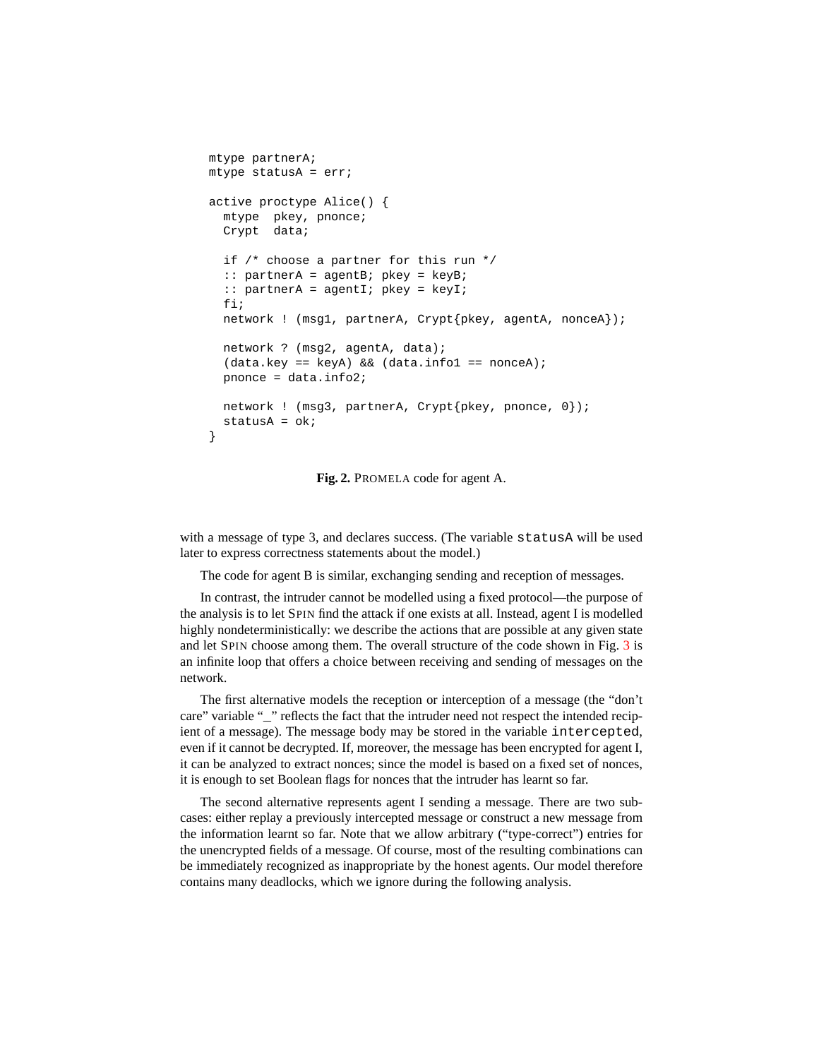```
mtype partnerA;
mtype statusA = err;

active proctype Alice() {
  mtype  pkey, pnonce;
  Crypt  data;

  if /* choose a partner for this run */
  :: partnerA = agentB; pkey = keyB;
  :: partnerA = agentI; pkey = keyI;
  fi;
  network ! (msg1, partnerA, Crypt{pkey, agentA, nonceA});

  network ? (msg2, agentA, data);
  (data.key == keyA) && (data.info1 == nonceA);
  pnonce = data.info2;

  network ! (msg3, partnerA, Crypt{pkey, pnonce, 0});
  statusA = ok;
}
```

**Fig. 2.** PROMELA code for agent A.

with a message of type 3, and declares success. (The variable `statusA` will be used later to express correctness statements about the model.)

The code for agent B is similar, exchanging sending and reception of messages.

In contrast, the intruder cannot be modelled using a fixed protocol—the purpose of the analysis is to let SPIN find the attack if one exists at all. Instead, agent I is modelled highly nondeterministically: we describe the actions that are possible at any given state and let SPIN choose among them. The overall structure of the code shown in Fig. 3 is an infinite loop that offers a choice between receiving and sending of messages on the network.

The first alternative models the reception or interception of a message (the "don't care" variable "_" reflects the fact that the intruder need not respect the intended recipient of a message). The message body may be stored in the variable `intercepted`, even if it cannot be decrypted. If, moreover, the message has been encrypted for agent I, it can be analyzed to extract nonces; since the model is based on a fixed set of nonces, it is enough to set Boolean flags for nonces that the intruder has learnt so far.

The second alternative represents agent I sending a message. There are two subcases: either replay a previously intercepted message or construct a new message from the information learnt so far. Note that we allow arbitrary ("type-correct") entries for the unencrypted fields of a message. Of course, most of the resulting combinations can be immediately recognized as inappropriate by the honest agents. Our model therefore contains many deadlocks, which we ignore during the following analysis.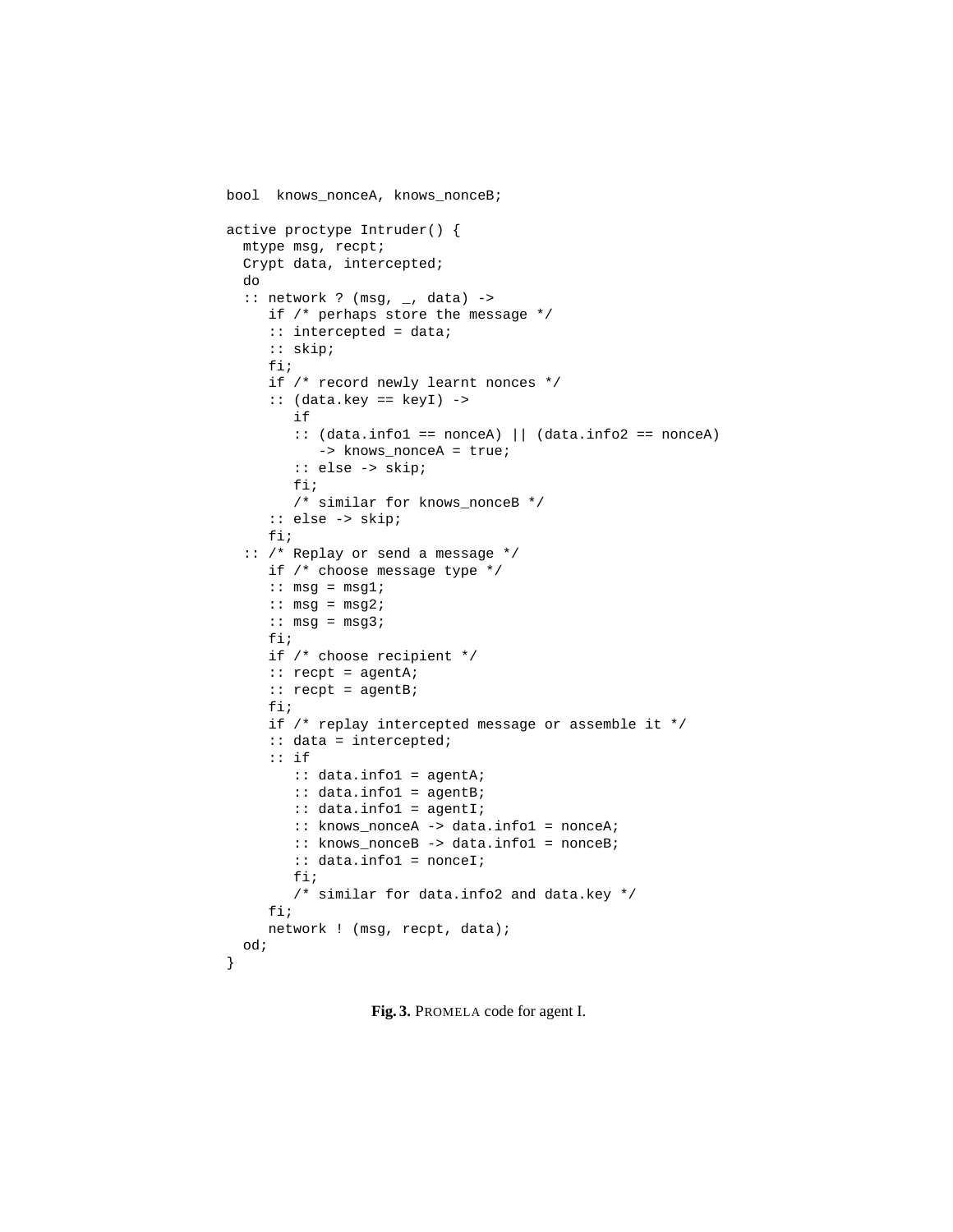```
bool  knows_nonceA, knows_nonceB;

active proctype Intruder() {
  mtype msg, recpt;
  Crypt data, intercepted;
  do
  :: network ? (msg, _, data) ->
     if /* perhaps store the message */
     :: intercepted = data;
     :: skip;
     fi;
     if /* record newly learnt nonces */
     :: (data.key == keyI) ->
        if
        :: (data.info1 == nonceA) || (data.info2 == nonceA)
           -> knows_nonceA = true;
        :: else -> skip;
        fi;
        /* similar for knows_nonceB */
     :: else -> skip;
     fi;
  :: /* Replay or send a message */
     if /* choose message type */
     :: msg = msg1;
     :: msg = msg2;
     :: msg = msg3;
     fi;
     if /* choose recipient */
     :: recpt = agentA;
     :: recpt = agentB;
     fi;
     if /* replay intercepted message or assemble it */
     :: data = intercepted;
     :: if
        :: data.info1 = agentA;
        :: data.info1 = agentB;
        :: data.info1 = agentI;
        :: knows_nonceA -> data.info1 = nonceA;
        :: knows_nonceB -> data.info1 = nonceB;
        :: data.info1 = nonceI;
        fi;
        /* similar for data.info2 and data.key */
     fi;
     network ! (msg, recpt, data);
  od;
}
```

**Fig. 3.** PROMELA code for agent I.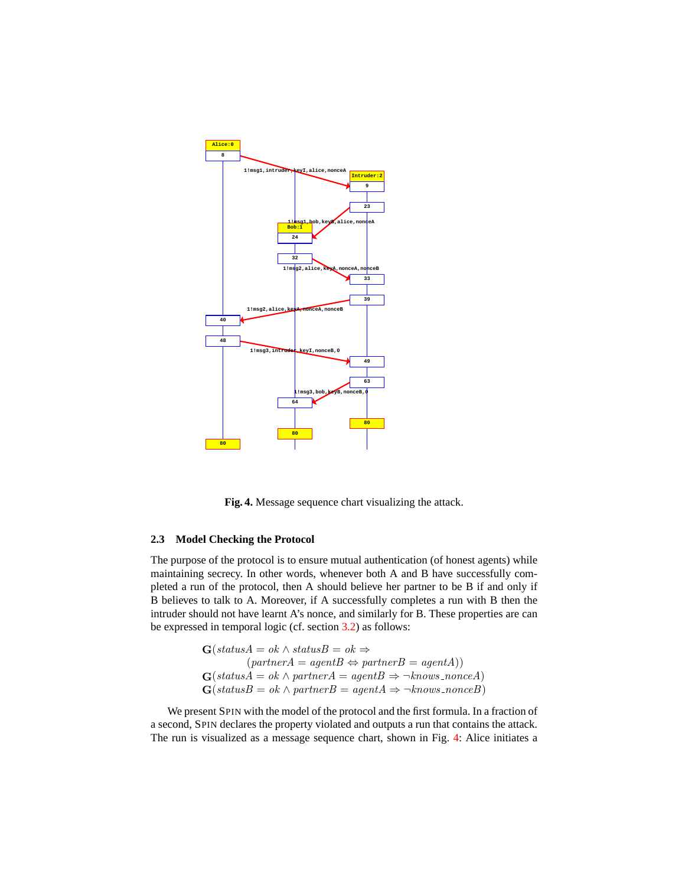Fig. 4. Message sequence chart visualizing the attack.

### 2.3 Model Checking the Protocol

The purpose of the protocol is to ensure mutual authentication (of honest agents) while maintaining secrecy. In other words, whenever both A and B have successfully completed a run of the protocol, then A should believe her partner to be B if and only if B believes to talk to A. Moreover, if A successfully completes a run with B then the intruder should not have learnt A's nonce, and similarly for B. These properties are can be expressed in temporal logic (cf. section 3.2) as follows:

$$\mathbf{G}(statusA = ok \wedge statusB = ok \Rightarrow$$
$$(partnerA = agentB \Leftrightarrow partnerB = agentA))$$
$$\mathbf{G}(statusA = ok \wedge partnerA = agentB \Rightarrow \neg knows\_nonceA)$$
$$\mathbf{G}(statusB = ok \wedge partnerB = agentA \Rightarrow \neg knows\_nonceB)$$

We present SPIN with the model of the protocol and the first formula. In a fraction of a second, SPIN declares the property violated and outputs a run that contains the attack. The run is visualized as a message sequence chart, shown in Fig. 4: Alice initiates a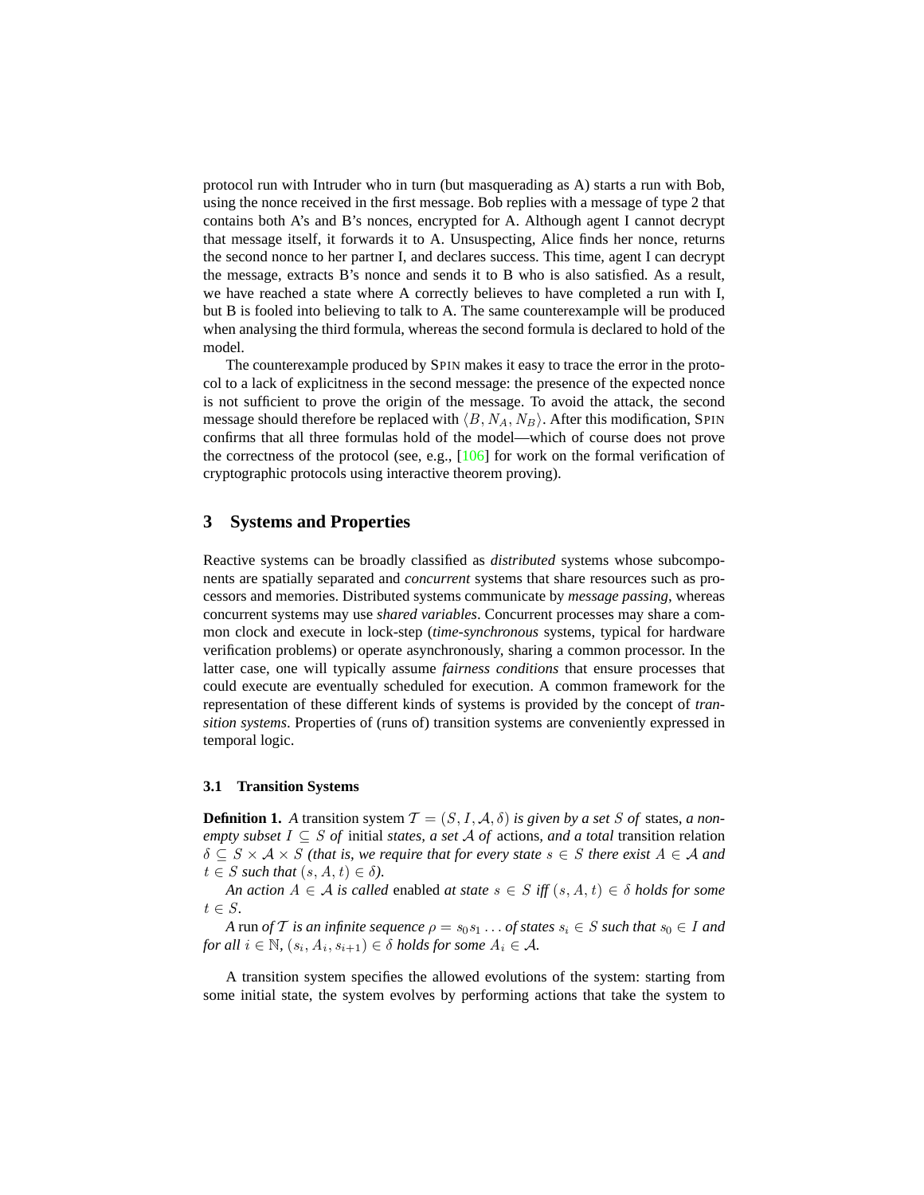protocol run with Intruder who in turn (but masquerading as A) starts a run with Bob, using the nonce received in the first message. Bob replies with a message of type 2 that contains both A's and B's nonces, encrypted for A. Although agent I cannot decrypt that message itself, it forwards it to A. Unsuspecting, Alice finds her nonce, returns the second nonce to her partner I, and declares success. This time, agent I can decrypt the message, extracts B's nonce and sends it to B who is also satisfied. As a result, we have reached a state where A correctly believes to have completed a run with I, but B is fooled into believing to talk to A. The same counterexample will be produced when analysing the third formula, whereas the second formula is declared to hold of the model.

The counterexample produced by SPIN makes it easy to trace the error in the protocol to a lack of explicitness in the second message: the presence of the expected nonce is not sufficient to prove the origin of the message. To avoid the attack, the second message should therefore be replaced with $\langle B, N_A, N_B \rangle$. After this modification, SPIN confirms that all three formulas hold of the model—which of course does not prove the correctness of the protocol (see, e.g., [106] for work on the formal verification of cryptographic protocols using interactive theorem proving).

## 3 Systems and Properties

Reactive systems can be broadly classified as *distributed* systems whose subcomponents are spatially separated and *concurrent* systems that share resources such as processors and memories. Distributed systems communicate by *message passing*, whereas concurrent systems may use *shared variables*. Concurrent processes may share a common clock and execute in lock-step (*time-synchronous* systems, typical for hardware verification problems) or operate asynchronously, sharing a common processor. In the latter case, one will typically assume *fairness conditions* that ensure processes that could execute are eventually scheduled for execution. A common framework for the representation of these different kinds of systems is provided by the concept of *transition systems*. Properties of (runs of) transition systems are conveniently expressed in temporal logic.

### 3.1 Transition Systems

**Definition 1.** *A* transition system $\mathcal{T} = (S, I, \mathcal{A}, \delta)$ *is given by a set* $S$ *of* states*, a non-empty subset* $I \subseteq S$ *of* initial *states, a set* $\mathcal{A}$ *of* actions*, and a total* transition relation $\delta \subseteq S \times \mathcal{A} \times S$ *(that is, we require that for every state* $s \in S$ *there exist* $A \in \mathcal{A}$ *and* $t \in S$ *such that* $(s, A, t) \in \delta$*).*

*An action* $A \in \mathcal{A}$ *is called* enabled *at state* $s \in S$ *iff* $(s, A, t) \in \delta$ *holds for some* $t \in S$*.*

*A* run *of* $\mathcal{T}$ *is an infinite sequence* $\rho = s_0 s_1 \ldots$ *of states* $s_i \in S$ *such that* $s_0 \in I$ *and for all* $i \in \mathbb{N}$*,* $(s_i, A_i, s_{i+1}) \in \delta$ *holds for some* $A_i \in \mathcal{A}$*.*

A transition system specifies the allowed evolutions of the system: starting from some initial state, the system evolves by performing actions that take the system to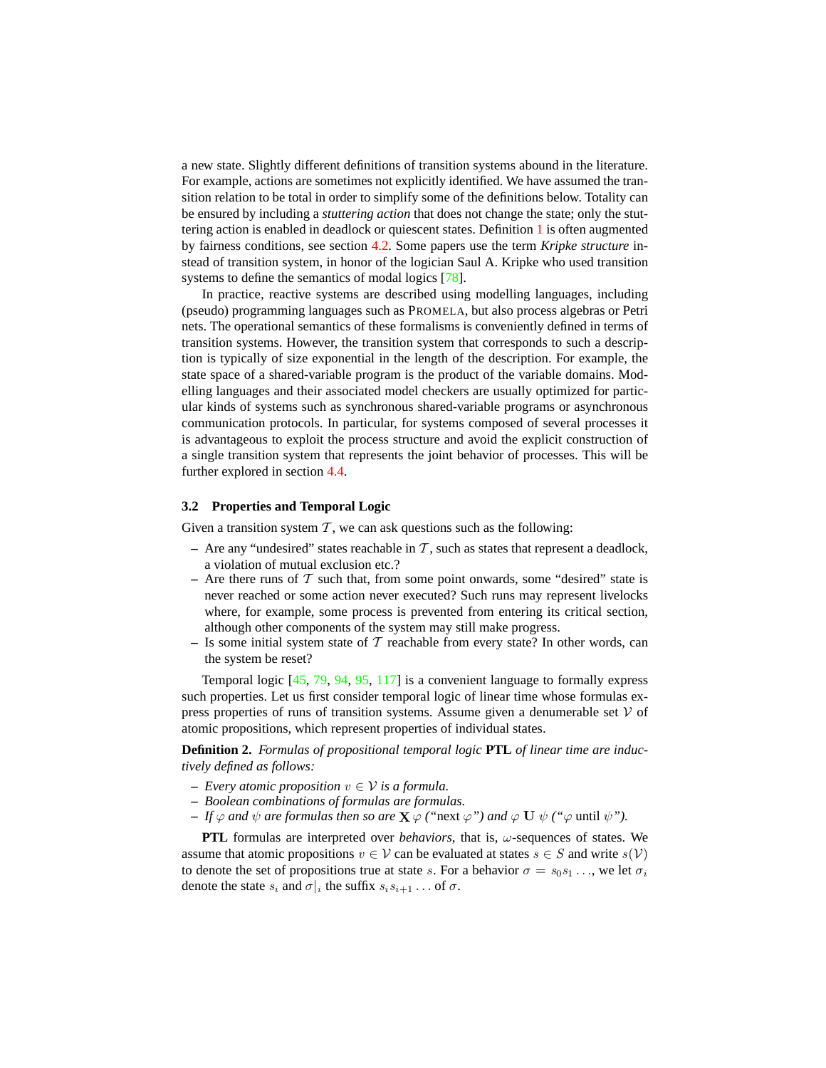a new state. Slightly different definitions of transition systems abound in the literature. For example, actions are sometimes not explicitly identified. We have assumed the transition relation to be total in order to simplify some of the definitions below. Totality can be ensured by including a *stuttering action* that does not change the state; only the stuttering action is enabled in deadlock or quiescent states. Definition 1 is often augmented by fairness conditions, see section 4.2. Some papers use the term *Kripke structure* instead of transition system, in honor of the logician Saul A. Kripke who used transition systems to define the semantics of modal logics [78].

In practice, reactive systems are described using modelling languages, including (pseudo) programming languages such as PROMELA, but also process algebras or Petri nets. The operational semantics of these formalisms is conveniently defined in terms of transition systems. However, the transition system that corresponds to such a description is typically of size exponential in the length of the description. For example, the state space of a shared-variable program is the product of the variable domains. Modelling languages and their associated model checkers are usually optimized for particular kinds of systems such as synchronous shared-variable programs or asynchronous communication protocols. In particular, for systems composed of several processes it is advantageous to exploit the process structure and avoid the explicit construction of a single transition system that represents the joint behavior of processes. This will be further explored in section 4.4.

### 3.2 Properties and Temporal Logic

Given a transition system $\mathcal{T}$, we can ask questions such as the following:

- Are any "undesired" states reachable in $\mathcal{T}$, such as states that represent a deadlock, a violation of mutual exclusion etc.?
- Are there runs of $\mathcal{T}$ such that, from some point onwards, some "desired" state is never reached or some action never executed? Such runs may represent livelocks where, for example, some process is prevented from entering its critical section, although other components of the system may still make progress.
- Is some initial system state of $\mathcal{T}$ reachable from every state? In other words, can the system be reset?

Temporal logic [45, 79, 94, 95, 117] is a convenient language to formally express such properties. Let us first consider temporal logic of linear time whose formulas express properties of runs of transition systems. Assume given a denumerable set $\mathcal{V}$ of atomic propositions, which represent properties of individual states.

**Definition 2.** *Formulas of propositional temporal logic* **PTL** *of linear time are inductively defined as follows:*

- *Every atomic proposition $v \in \mathcal{V}$ is a formula.*
- *Boolean combinations of formulas are formulas.*
- *If $\varphi$ and $\psi$ are formulas then so are $\mathbf{X}\,\varphi$ ("next $\varphi$") and $\varphi\ \mathbf{U}\ \psi$ ("$\varphi$ until $\psi$").*

**PTL** formulas are interpreted over *behaviors*, that is, $\omega$-sequences of states. We assume that atomic propositions $v \in \mathcal{V}$ can be evaluated at states $s \in S$ and write $s(\mathcal{V})$ to denote the set of propositions true at state $s$. For a behavior $\sigma = s_0 s_1 \ldots$, we let $\sigma_i$ denote the state $s_i$ and $\sigma|_i$ the suffix $s_i s_{i+1} \ldots$ of $\sigma$.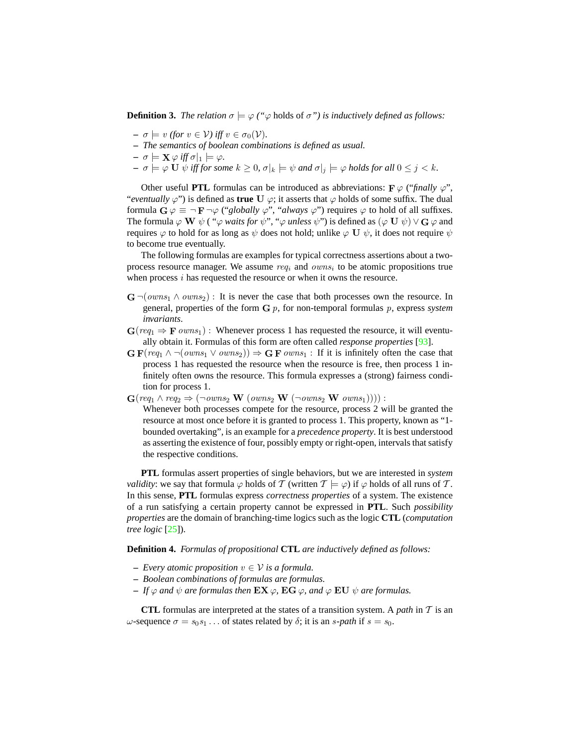**Definition 3.** *The relation $\sigma \models \varphi$ ("$\varphi$ holds of $\sigma$") is inductively defined as follows:*

- *$\sigma \models v$ (for $v \in \mathcal{V}$) iff $v \in \sigma_0(\mathcal{V})$.*
- *The semantics of boolean combinations is defined as usual.*
- *$\sigma \models \mathbf{X}\,\varphi$ iff $\sigma|_1 \models \varphi$.*
- *$\sigma \models \varphi\ \mathbf{U}\ \psi$ iff for some $k \geq 0$, $\sigma|_k \models \psi$ and $\sigma|_j \models \varphi$ holds for all $0 \leq j < k$.*

Other useful **PTL** formulas can be introduced as abbreviations: $\mathbf{F}\,\varphi$ ("*finally* $\varphi$", "*eventually* $\varphi$") is defined as **true** $\mathbf{U}\ \varphi$; it asserts that $\varphi$ holds of some suffix. The dual formula $\mathbf{G}\,\varphi \equiv \neg\,\mathbf{F}\,\neg\varphi$ ("*globally* $\varphi$", "*always* $\varphi$") requires $\varphi$ to hold of all suffixes. The formula $\varphi\ \mathbf{W}\ \psi$ ( "$\varphi$ *waits for* $\psi$", "$\varphi$ *unless* $\psi$") is defined as $(\varphi\ \mathbf{U}\ \psi) \vee \mathbf{G}\,\varphi$ and requires $\varphi$ to hold for as long as $\psi$ does not hold; unlike $\varphi\ \mathbf{U}\ \psi$, it does not require $\psi$ to become true eventually.

The following formulas are examples for typical correctness assertions about a two-process resource manager. We assume $req_i$ and $owns_i$ to be atomic propositions true when process $i$ has requested the resource or when it owns the resource.

$\mathbf{G}\,\neg(owns_1 \wedge owns_2)$ : It is never the case that both processes own the resource. In general, properties of the form $\mathbf{G}\,p$, for non-temporal formulas $p$, express *system invariants*.

$\mathbf{G}(req_1 \Rightarrow \mathbf{F}\,owns_1)$ : Whenever process 1 has requested the resource, it will eventually obtain it. Formulas of this form are often called *response properties* [93].

$\mathbf{G}\,\mathbf{F}(req_1 \wedge \neg(owns_1 \vee owns_2)) \Rightarrow \mathbf{G}\,\mathbf{F}\,owns_1$ : If it is infinitely often the case that process 1 has requested the resource when the resource is free, then process 1 infinitely often owns the resource. This formula expresses a (strong) fairness condition for process 1.

$\mathbf{G}(req_1 \wedge req_2 \Rightarrow (\neg owns_2\ \mathbf{W}\ (owns_2\ \mathbf{W}\ (\neg owns_2\ \mathbf{W}\ owns_1))))$ :
Whenever both processes compete for the resource, process 2 will be granted the resource at most once before it is granted to process 1. This property, known as "1-bounded overtaking", is an example for a *precedence property*. It is best understood as asserting the existence of four, possibly empty or right-open, intervals that satisfy the respective conditions.

**PTL** formulas assert properties of single behaviors, but we are interested in *system validity*: we say that formula $\varphi$ holds of $\mathcal{T}$ (written $\mathcal{T} \models \varphi$) if $\varphi$ holds of all runs of $\mathcal{T}$. In this sense, **PTL** formulas express *correctness properties* of a system. The existence of a run satisfying a certain property cannot be expressed in **PTL**. Such *possibility properties* are the domain of branching-time logics such as the logic **CTL** (*computation tree logic* [25]).

**Definition 4.** *Formulas of propositional* **CTL** *are inductively defined as follows:*

- *Every atomic proposition $v \in \mathcal{V}$ is a formula.*
- *Boolean combinations of formulas are formulas.*
- *If $\varphi$ and $\psi$ are formulas then $\mathbf{EX}\,\varphi$, $\mathbf{EG}\,\varphi$, and $\varphi\ \mathbf{EU}\ \psi$ are formulas.*

**CTL** formulas are interpreted at the states of a transition system. A *path* in $\mathcal{T}$ is an $\omega$-sequence $\sigma = s_0 s_1 \ldots$ of states related by $\delta$; it is an $s$-*path* if $s = s_0$.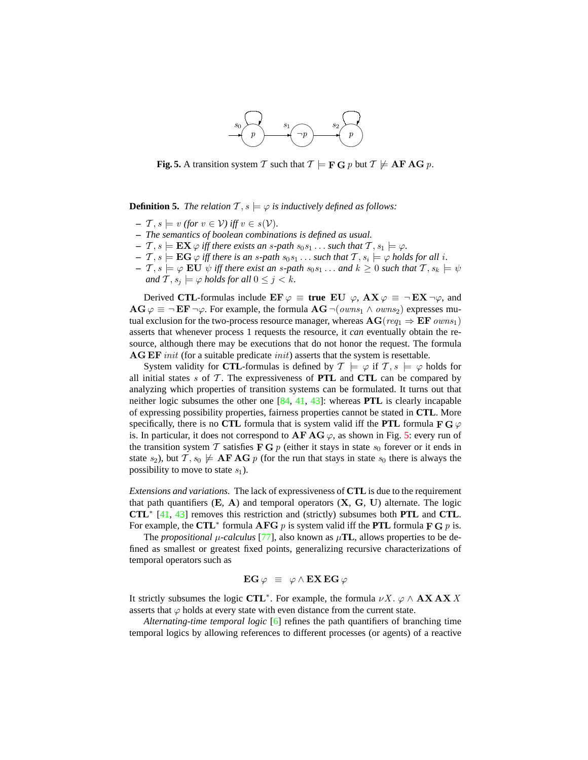**Fig. 5.** A transition system $\mathcal{T}$ such that $\mathcal{T} \models \mathbf{F}\,\mathbf{G}\,p$ but $\mathcal{T} \not\models \mathbf{AF}\,\mathbf{AG}\,p$.

**Definition 5.** *The relation $\mathcal{T}, s \models \varphi$ is inductively defined as follows:*

- *$\mathcal{T}, s \models v$ (for $v \in \mathcal{V}$) iff $v \in s(\mathcal{V})$.*
- *The semantics of boolean combinations is defined as usual.*
- *$\mathcal{T}, s \models \mathbf{EX}\,\varphi$ iff there exists an $s$-path $s_0 s_1 \ldots$ such that $\mathcal{T}, s_1 \models \varphi$.*
- *$\mathcal{T}, s \models \mathbf{EG}\,\varphi$ iff there is an $s$-path $s_0 s_1 \ldots$ such that $\mathcal{T}, s_i \models \varphi$ holds for all $i$.*
- *$\mathcal{T}, s \models \varphi\ \mathbf{EU}\ \psi$ iff there exist an $s$-path $s_0 s_1 \ldots$ and $k \geq 0$ such that $\mathcal{T}, s_k \models \psi$ and $\mathcal{T}, s_j \models \varphi$ holds for all $0 \leq j < k$.*

Derived **CTL**-formulas include $\mathbf{EF}\,\varphi \equiv \mathbf{true}\ \mathbf{EU}\ \varphi$, $\mathbf{AX}\,\varphi \equiv \neg\,\mathbf{EX}\,\neg\varphi$, and $\mathbf{AG}\,\varphi \equiv \neg\,\mathbf{EF}\,\neg\varphi$. For example, the formula $\mathbf{AG}\,\neg(owns_1 \wedge owns_2)$ expresses mutual exclusion for the two-process resource manager, whereas $\mathbf{AG}(req_1 \Rightarrow \mathbf{EF}\ owns_1)$ asserts that whenever process 1 requests the resource, it *can* eventually obtain the resource, although there may be executions that do not honor the request. The formula $\mathbf{AG}\,\mathbf{EF}\ init$ (for a suitable predicate $init$) asserts that the system is resettable.

System validity for **CTL**-formulas is defined by $\mathcal{T} \models \varphi$ if $\mathcal{T}, s \models \varphi$ holds for all initial states $s$ of $\mathcal{T}$. The expressiveness of **PTL** and **CTL** can be compared by analyzing which properties of transition systems can be formulated. It turns out that neither logic subsumes the other one [84, 41, 43]: whereas **PTL** is clearly incapable of expressing possibility properties, fairness properties cannot be stated in **CTL**. More specifically, there is no **CTL** formula that is system valid iff the **PTL** formula $\mathbf{F}\,\mathbf{G}\,\varphi$ is. In particular, it does not correspond to $\mathbf{AF}\,\mathbf{AG}\,\varphi$, as shown in Fig. 5: every run of the transition system $\mathcal{T}$ satisfies $\mathbf{F}\,\mathbf{G}\,p$ (either it stays in state $s_0$ forever or it ends in state $s_2$), but $\mathcal{T}, s_0 \not\models \mathbf{AF}\,\mathbf{AG}\,p$ (for the run that stays in state $s_0$ there is always the possibility to move to state $s_1$).

*Extensions and variations.* The lack of expressiveness of **CTL** is due to the requirement that path quantifiers ($\mathbf{E}$, $\mathbf{A}$) and temporal operators ($\mathbf{X}$, $\mathbf{G}$, $\mathbf{U}$) alternate. The logic **CTL**$^*$ [41, 43] removes this restriction and (strictly) subsumes both **PTL** and **CTL**. For example, the **CTL**$^*$ formula $\mathbf{AFG}\,p$ is system valid iff the **PTL** formula $\mathbf{F}\,\mathbf{G}\,p$ is.

The *propositional $\mu$-calculus* [77], also known as $\mu$**TL**, allows properties to be defined as smallest or greatest fixed points, generalizing recursive characterizations of temporal operators such as

$$\mathbf{EG}\,\varphi \;\equiv\; \varphi \wedge \mathbf{EX}\,\mathbf{EG}\,\varphi$$

It strictly subsumes the logic **CTL**$^*$. For example, the formula $\nu X.\ \varphi \wedge \mathbf{AX}\,\mathbf{AX}\,X$ asserts that $\varphi$ holds at every state with even distance from the current state.

*Alternating-time temporal logic* [6] refines the path quantifiers of branching time temporal logics by allowing references to different processes (or agents) of a reactive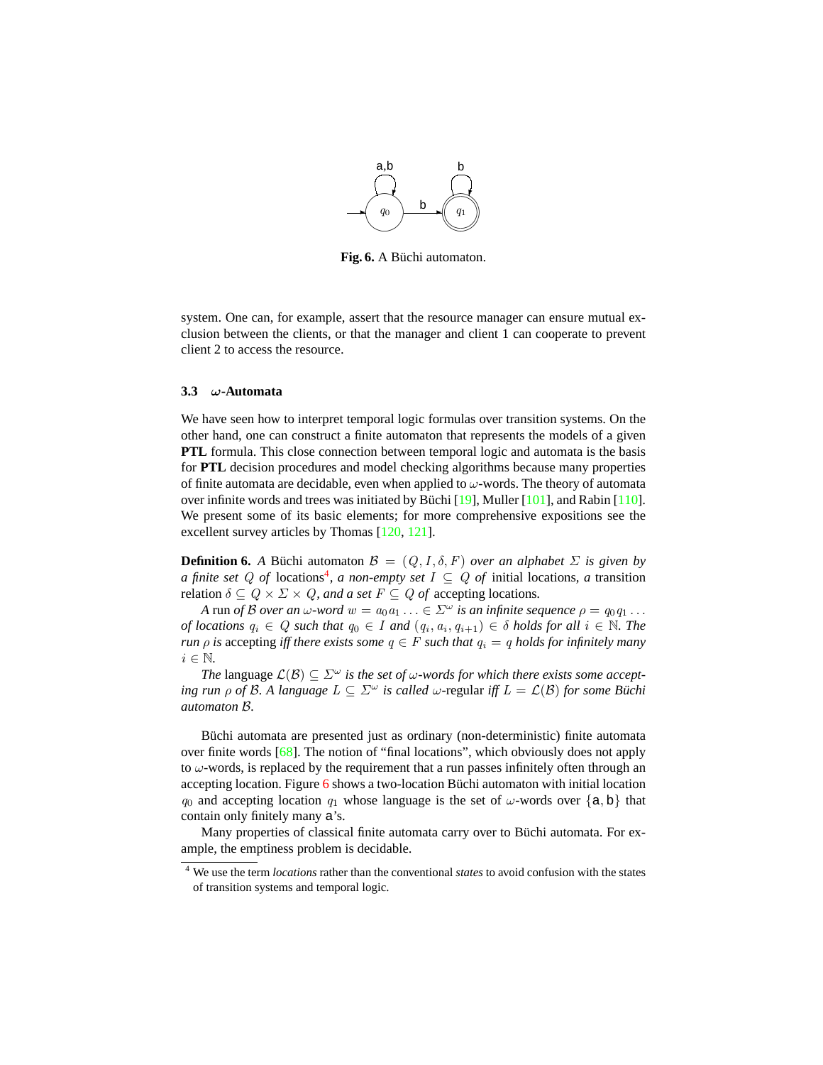Fig. 6. A Büchi automaton.

system. One can, for example, assert that the resource manager can ensure mutual exclusion between the clients, or that the manager and client 1 can cooperate to prevent client 2 to access the resource.

### 3.3 $\omega$-Automata

We have seen how to interpret temporal logic formulas over transition systems. On the other hand, one can construct a finite automaton that represents the models of a given **PTL** formula. This close connection between temporal logic and automata is the basis for **PTL** decision procedures and model checking algorithms because many properties of finite automata are decidable, even when applied to $\omega$-words. The theory of automata over infinite words and trees was initiated by Büchi [19], Muller [101], and Rabin [110]. We present some of its basic elements; for more comprehensive expositions see the excellent survey articles by Thomas [120, 121].

**Definition 6.** *A* Büchi automaton $\mathcal{B} = (Q, I, \delta, F)$ *over an alphabet* $\Sigma$ *is given by a finite set* $Q$ *of* locations[4]*, a non-empty set* $I \subseteq Q$ *of* initial locations*, a* transition relation $\delta \subseteq Q \times \Sigma \times Q$*, and a set* $F \subseteq Q$ *of* accepting locations*.*

*A* run *of* $\mathcal{B}$ *over an* $\omega$*-word* $w = a_0 a_1 \ldots \in \Sigma^\omega$ *is an infinite sequence* $\rho = q_0 q_1 \ldots$ *of locations* $q_i \in Q$ *such that* $q_0 \in I$ *and* $(q_i, a_i, q_{i+1}) \in \delta$ *holds for all* $i \in \mathbb{N}$*. The run* $\rho$ *is* accepting *iff there exists some* $q \in F$ *such that* $q_i = q$ *holds for infinitely many* $i \in \mathbb{N}$*.*

*The* language $\mathcal{L}(\mathcal{B}) \subseteq \Sigma^\omega$ *is the set of* $\omega$*-words for which there exists some accepting run* $\rho$ *of* $\mathcal{B}$*. A language* $L \subseteq \Sigma^\omega$ *is called* $\omega$-regular *iff* $L = \mathcal{L}(\mathcal{B})$ *for some Büchi automaton* $\mathcal{B}$*.*

Büchi automata are presented just as ordinary (non-deterministic) finite automata over finite words [68]. The notion of "final locations", which obviously does not apply to $\omega$-words, is replaced by the requirement that a run passes infinitely often through an accepting location. Figure 6 shows a two-location Büchi automaton with initial location $q_0$ and accepting location $q_1$ whose language is the set of $\omega$-words over $\{\mathsf{a}, \mathsf{b}\}$ that contain only finitely many $\mathsf{a}$'s.

Many properties of classical finite automata carry over to Büchi automata. For example, the emptiness problem is decidable.

[4] We use the term *locations* rather than the conventional *states* to avoid confusion with the states of transition systems and temporal logic.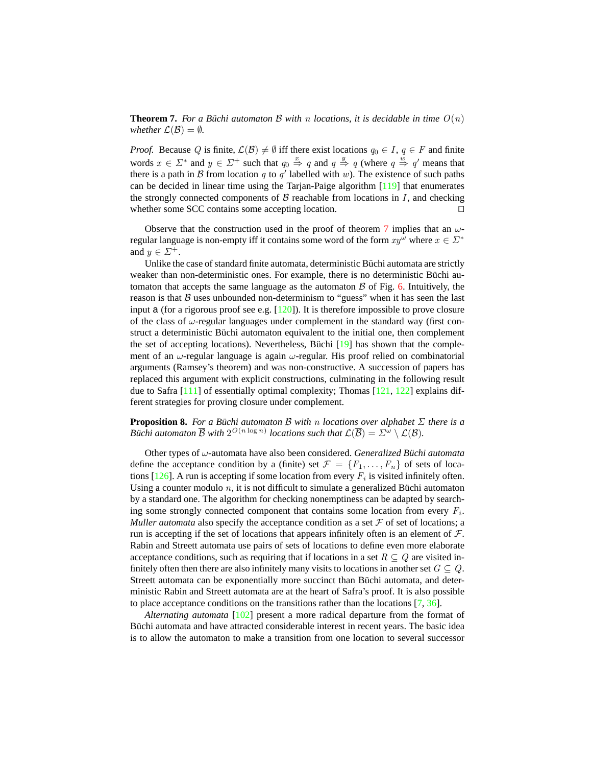**Theorem 7.** *For a Büchi automaton $\mathcal{B}$ with $n$ locations, it is decidable in time $O(n)$ whether $\mathcal{L}(\mathcal{B}) = \emptyset$.*

*Proof.* Because $Q$ is finite, $\mathcal{L}(\mathcal{B}) \neq \emptyset$ iff there exist locations $q_0 \in I$, $q \in F$ and finite words $x \in \Sigma^*$ and $y \in \Sigma^+$ such that $q_0 \overset{x}{\Rightarrow} q$ and $q \overset{y}{\Rightarrow} q$ (where $q \overset{w}{\Rightarrow} q'$ means that there is a path in $\mathcal{B}$ from location $q$ to $q'$ labelled with $w$). The existence of such paths can be decided in linear time using the Tarjan-Paige algorithm [119] that enumerates the strongly connected components of $\mathcal{B}$ reachable from locations in $I$, and checking whether some SCC contains some accepting location. ◻

Observe that the construction used in the proof of theorem 7 implies that an $\omega$-regular language is non-empty iff it contains some word of the form $xy^\omega$ where $x \in \Sigma^*$ and $y \in \Sigma^+$.

Unlike the case of standard finite automata, deterministic Büchi automata are strictly weaker than non-deterministic ones. For example, there is no deterministic Büchi automaton that accepts the same language as the automaton $\mathcal{B}$ of Fig. 6. Intuitively, the reason is that $\mathcal{B}$ uses unbounded non-determinism to "guess" when it has seen the last input a (for a rigorous proof see e.g. [120]). It is therefore impossible to prove closure of the class of $\omega$-regular languages under complement in the standard way (first construct a deterministic Büchi automaton equivalent to the initial one, then complement the set of accepting locations). Nevertheless, Büchi [19] has shown that the complement of an $\omega$-regular language is again $\omega$-regular. His proof relied on combinatorial arguments (Ramsey's theorem) and was non-constructive. A succession of papers has replaced this argument with explicit constructions, culminating in the following result due to Safra [111] of essentially optimal complexity; Thomas [121, 122] explains different strategies for proving closure under complement.

**Proposition 8.** *For a Büchi automaton $\mathcal{B}$ with $n$ locations over alphabet $\Sigma$ there is a Büchi automaton $\overline{\mathcal{B}}$ with $2^{O(n \log n)}$ locations such that $\mathcal{L}(\overline{\mathcal{B}}) = \Sigma^\omega \setminus \mathcal{L}(\mathcal{B})$.*

Other types of $\omega$-automata have also been considered. *Generalized Büchi automata* define the acceptance condition by a (finite) set $\mathcal{F} = \{F_1, \ldots, F_n\}$ of sets of locations [126]. A run is accepting if some location from every $F_i$ is visited infinitely often. Using a counter modulo $n$, it is not difficult to simulate a generalized Büchi automaton by a standard one. The algorithm for checking nonemptiness can be adapted by searching some strongly connected component that contains some location from every $F_i$. *Muller automata* also specify the acceptance condition as a set $\mathcal{F}$ of set of locations; a run is accepting if the set of locations that appears infinitely often is an element of $\mathcal{F}$. Rabin and Streett automata use pairs of sets of locations to define even more elaborate acceptance conditions, such as requiring that if locations in a set $R \subseteq Q$ are visited infinitely often then there are also infinitely many visits to locations in another set $G \subseteq Q$. Streett automata can be exponentially more succinct than Büchi automata, and deterministic Rabin and Streett automata are at the heart of Safra's proof. It is also possible to place acceptance conditions on the transitions rather than the locations [7, 36].

*Alternating automata* [102] present a more radical departure from the format of Büchi automata and have attracted considerable interest in recent years. The basic idea is to allow the automaton to make a transition from one location to several successor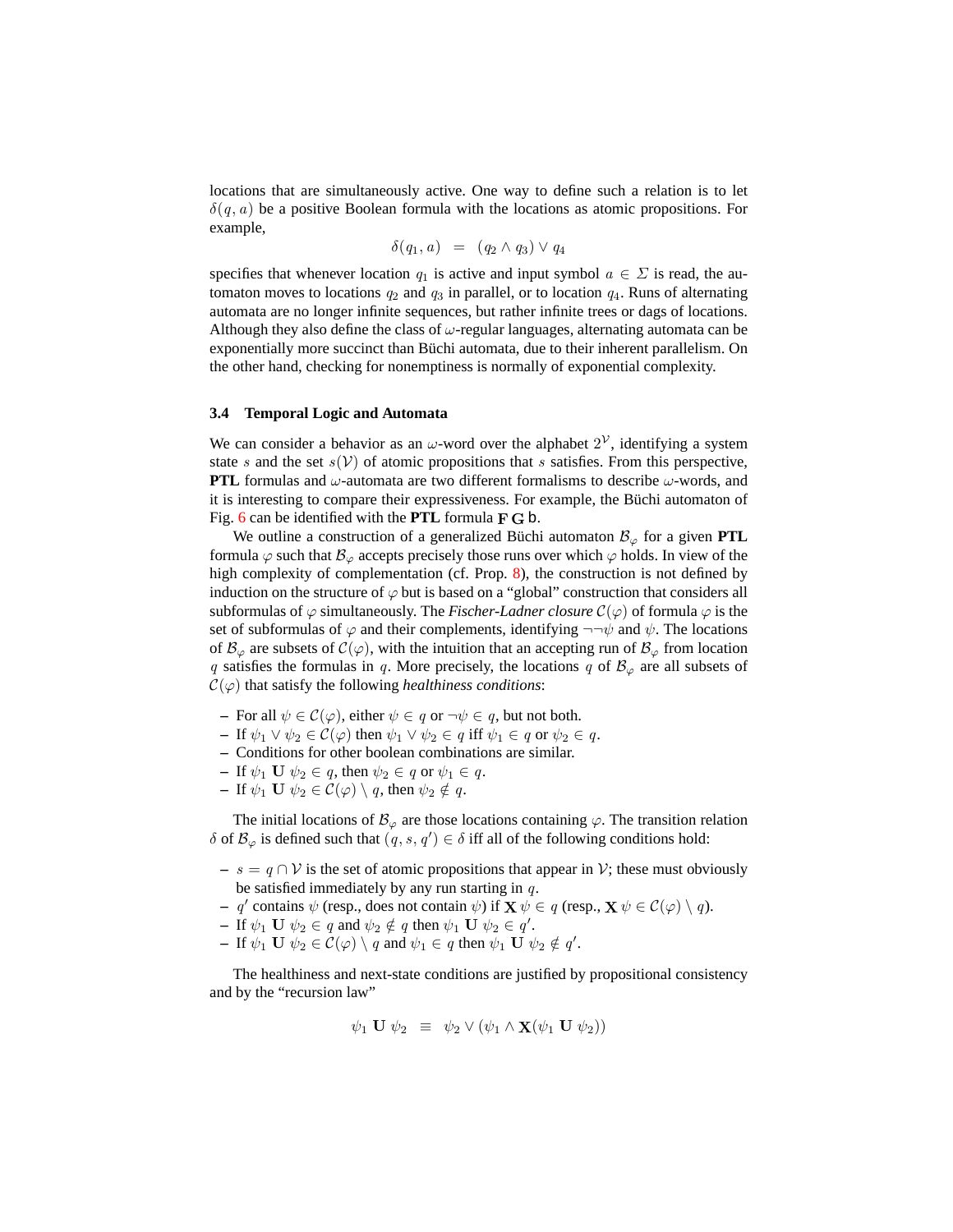locations that are simultaneously active. One way to define such a relation is to let $\delta(q, a)$ be a positive Boolean formula with the locations as atomic propositions. For example,

$$\delta(q_1, a) \;=\; (q_2 \wedge q_3) \vee q_4$$

specifies that whenever location $q_1$ is active and input symbol $a \in \Sigma$ is read, the automaton moves to locations $q_2$ and $q_3$ in parallel, or to location $q_4$. Runs of alternating automata are no longer infinite sequences, but rather infinite trees or dags of locations. Although they also define the class of $\omega$-regular languages, alternating automata can be exponentially more succinct than Büchi automata, due to their inherent parallelism. On the other hand, checking for nonemptiness is normally of exponential complexity.

### 3.4 Temporal Logic and Automata

We can consider a behavior as an $\omega$-word over the alphabet $2^{\mathcal{V}}$, identifying a system state $s$ and the set $s(\mathcal{V})$ of atomic propositions that $s$ satisfies. From this perspective, **PTL** formulas and $\omega$-automata are two different formalisms to describe $\omega$-words, and it is interesting to compare their expressiveness. For example, the Büchi automaton of Fig. 6 can be identified with the **PTL** formula $\mathbf{F}\,\mathbf{G}\,\mathsf{b}$.

We outline a construction of a generalized Büchi automaton $\mathcal{B}_\varphi$ for a given **PTL** formula $\varphi$ such that $\mathcal{B}_\varphi$ accepts precisely those runs over which $\varphi$ holds. In view of the high complexity of complementation (cf. Prop. 8), the construction is not defined by induction on the structure of $\varphi$ but is based on a "global" construction that considers all subformulas of $\varphi$ simultaneously. The *Fischer-Ladner closure* $\mathcal{C}(\varphi)$ of formula $\varphi$ is the set of subformulas of $\varphi$ and their complements, identifying $\neg\neg\psi$ and $\psi$. The locations of $\mathcal{B}_\varphi$ are subsets of $\mathcal{C}(\varphi)$, with the intuition that an accepting run of $\mathcal{B}_\varphi$ from location $q$ satisfies the formulas in $q$. More precisely, the locations $q$ of $\mathcal{B}_\varphi$ are all subsets of $\mathcal{C}(\varphi)$ that satisfy the following *healthiness conditions*:

- For all $\psi \in \mathcal{C}(\varphi)$, either $\psi \in q$ or $\neg\psi \in q$, but not both.
- If $\psi_1 \vee \psi_2 \in \mathcal{C}(\varphi)$ then $\psi_1 \vee \psi_2 \in q$ iff $\psi_1 \in q$ or $\psi_2 \in q$.
- Conditions for other boolean combinations are similar.
- If $\psi_1 \;\mathbf{U}\; \psi_2 \in q$, then $\psi_2 \in q$ or $\psi_1 \in q$.
- If $\psi_1 \;\mathbf{U}\; \psi_2 \in \mathcal{C}(\varphi) \setminus q$, then $\psi_2 \notin q$.

The initial locations of $\mathcal{B}_\varphi$ are those locations containing $\varphi$. The transition relation $\delta$ of $\mathcal{B}_\varphi$ is defined such that $(q, s, q') \in \delta$ iff all of the following conditions hold:

- $s = q \cap \mathcal{V}$ is the set of atomic propositions that appear in $\mathcal{V}$; these must obviously be satisfied immediately by any run starting in $q$.
- $q'$ contains $\psi$ (resp., does not contain $\psi$) if $\mathbf{X}\,\psi \in q$ (resp., $\mathbf{X}\,\psi \in \mathcal{C}(\varphi) \setminus q$).
- If $\psi_1 \;\mathbf{U}\; \psi_2 \in q$ and $\psi_2 \notin q$ then $\psi_1 \;\mathbf{U}\; \psi_2 \in q'$.
- If $\psi_1 \;\mathbf{U}\; \psi_2 \in \mathcal{C}(\varphi) \setminus q$ and $\psi_1 \in q$ then $\psi_1 \;\mathbf{U}\; \psi_2 \notin q'$.

The healthiness and next-state conditions are justified by propositional consistency and by the "recursion law"

$$\psi_1 \;\mathbf{U}\; \psi_2 \;\equiv\; \psi_2 \vee (\psi_1 \wedge \mathbf{X}(\psi_1 \;\mathbf{U}\; \psi_2))$$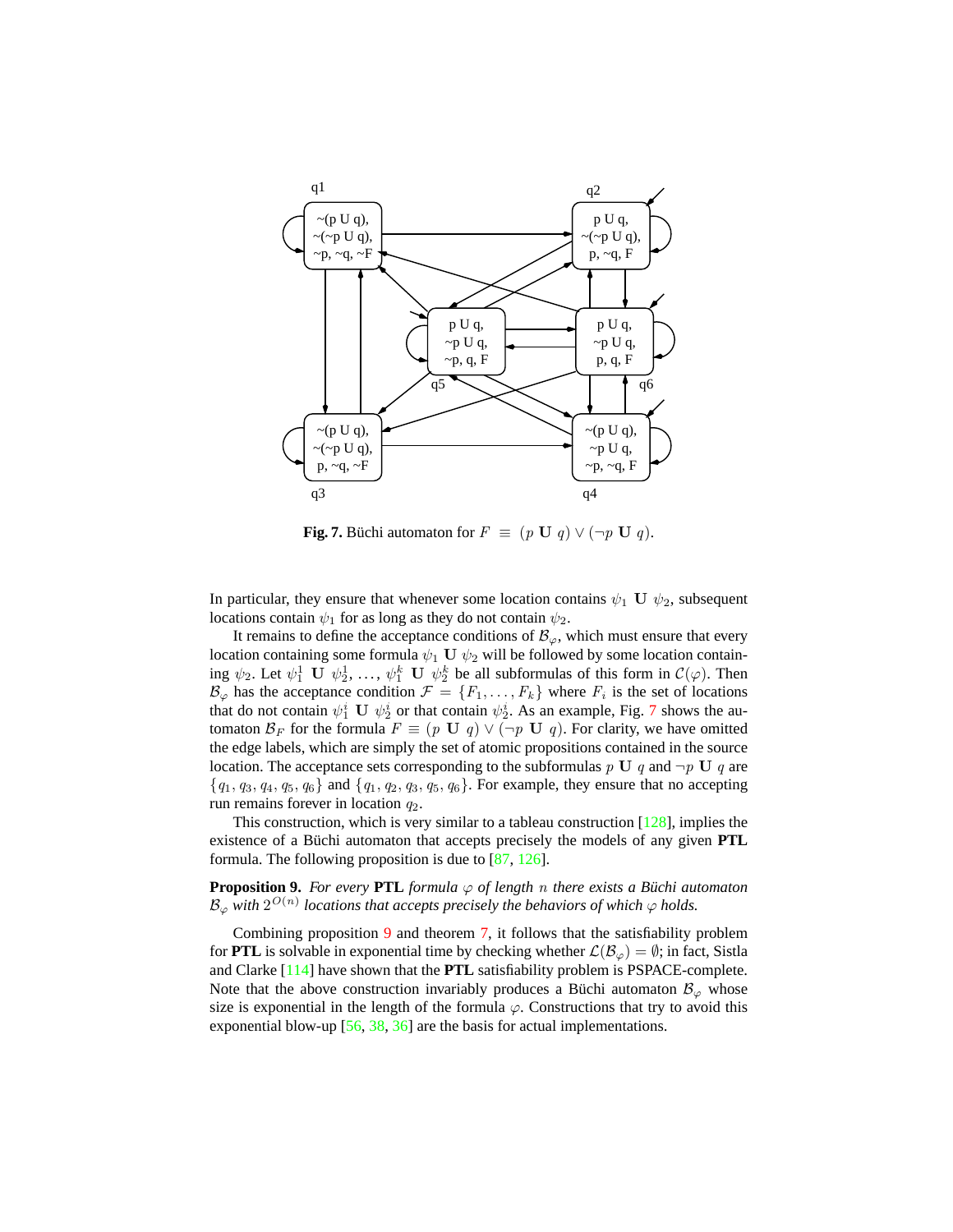**Fig. 7.** Büchi automaton for $F \equiv (p \mathbf{\ U\ } q) \vee (\neg p \mathbf{\ U\ } q)$.

In particular, they ensure that whenever some location contains $\psi_1 \mathbf{\ U\ } \psi_2$, subsequent locations contain $\psi_1$ for as long as they do not contain $\psi_2$.

It remains to define the acceptance conditions of $\mathcal{B}_\varphi$, which must ensure that every location containing some formula $\psi_1 \mathbf{\ U\ } \psi_2$ will be followed by some location containing $\psi_2$. Let $\psi_1^1 \mathbf{\ U\ } \psi_2^1, \ldots, \psi_1^k \mathbf{\ U\ } \psi_2^k$ be all subformulas of this form in $\mathcal{C}(\varphi)$. Then $\mathcal{B}_\varphi$ has the acceptance condition $\mathcal{F} = \{F_1, \ldots, F_k\}$ where $F_i$ is the set of locations that do not contain $\psi_1^i \mathbf{\ U\ } \psi_2^i$ or that contain $\psi_2^i$. As an example, Fig. 7 shows the automaton $\mathcal{B}_F$ for the formula $F \equiv (p \mathbf{\ U\ } q) \vee (\neg p \mathbf{\ U\ } q)$. For clarity, we have omitted the edge labels, which are simply the set of atomic propositions contained in the source location. The acceptance sets corresponding to the subformulas $p \mathbf{\ U\ } q$ and $\neg p \mathbf{\ U\ } q$ are $\{q_1, q_3, q_4, q_5, q_6\}$ and $\{q_1, q_2, q_3, q_5, q_6\}$. For example, they ensure that no accepting run remains forever in location $q_2$.

This construction, which is very similar to a tableau construction [128], implies the existence of a Büchi automaton that accepts precisely the models of any given **PTL** formula. The following proposition is due to [87, 126].

**Proposition 9.** *For every* **PTL** *formula $\varphi$ of length $n$ there exists a Büchi automaton $\mathcal{B}_\varphi$ with $2^{O(n)}$ locations that accepts precisely the behaviors of which $\varphi$ holds.*

Combining proposition 9 and theorem 7, it follows that the satisfiability problem for **PTL** is solvable in exponential time by checking whether $\mathcal{L}(\mathcal{B}_\varphi) = \emptyset$; in fact, Sistla and Clarke [114] have shown that the **PTL** satisfiability problem is PSPACE-complete. Note that the above construction invariably produces a Büchi automaton $\mathcal{B}_\varphi$ whose size is exponential in the length of the formula $\varphi$. Constructions that try to avoid this exponential blow-up [56, 38, 36] are the basis for actual implementations.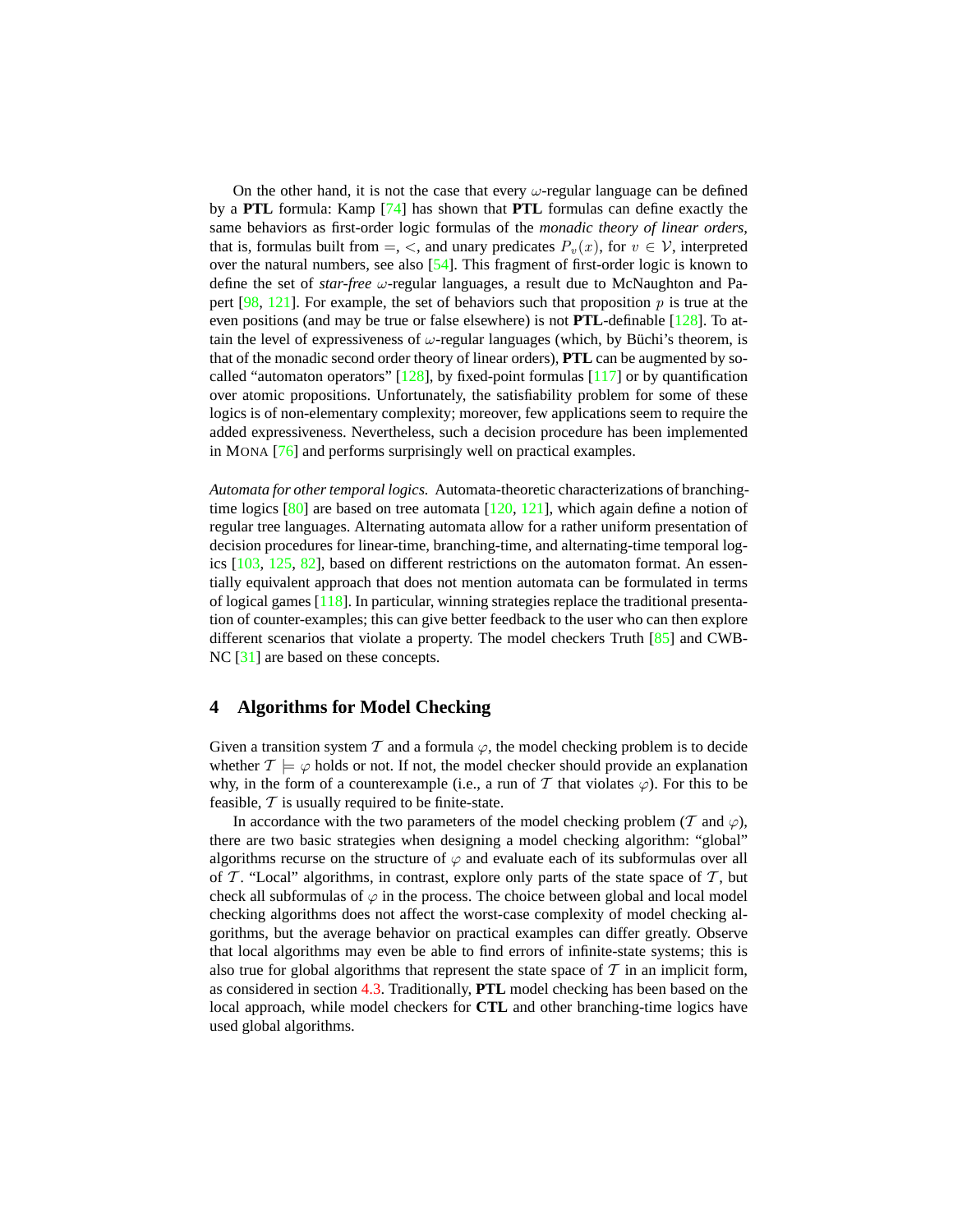On the other hand, it is not the case that every $\omega$-regular language can be defined by a **PTL** formula: Kamp [74] has shown that **PTL** formulas can define exactly the same behaviors as first-order logic formulas of the *monadic theory of linear orders*, that is, formulas built from $=$, $<$, and unary predicates $P_v(x)$, for $v \in \mathcal{V}$, interpreted over the natural numbers, see also [54]. This fragment of first-order logic is known to define the set of *star-free* $\omega$-regular languages, a result due to McNaughton and Papert [98, 121]. For example, the set of behaviors such that proposition $p$ is true at the even positions (and may be true or false elsewhere) is not **PTL**-definable [128]. To attain the level of expressiveness of $\omega$-regular languages (which, by Büchi's theorem, is that of the monadic second order theory of linear orders), **PTL** can be augmented by so-called "automaton operators" [128], by fixed-point formulas [117] or by quantification over atomic propositions. Unfortunately, the satisfiability problem for some of these logics is of non-elementary complexity; moreover, few applications seem to require the added expressiveness. Nevertheless, such a decision procedure has been implemented in MONA [76] and performs surprisingly well on practical examples.

*Automata for other temporal logics.* Automata-theoretic characterizations of branching-time logics [80] are based on tree automata [120, 121], which again define a notion of regular tree languages. Alternating automata allow for a rather uniform presentation of decision procedures for linear-time, branching-time, and alternating-time temporal logics [103, 125, 82], based on different restrictions on the automaton format. An essentially equivalent approach that does not mention automata can be formulated in terms of logical games [118]. In particular, winning strategies replace the traditional presentation of counter-examples; this can give better feedback to the user who can then explore different scenarios that violate a property. The model checkers Truth [85] and CWB-NC [31] are based on these concepts.

## 4 Algorithms for Model Checking

Given a transition system $\mathcal{T}$ and a formula $\varphi$, the model checking problem is to decide whether $\mathcal{T} \models \varphi$ holds or not. If not, the model checker should provide an explanation why, in the form of a counterexample (i.e., a run of $\mathcal{T}$ that violates $\varphi$). For this to be feasible, $\mathcal{T}$ is usually required to be finite-state.

In accordance with the two parameters of the model checking problem ($\mathcal{T}$ and $\varphi$), there are two basic strategies when designing a model checking algorithm: "global" algorithms recurse on the structure of $\varphi$ and evaluate each of its subformulas over all of $\mathcal{T}$. "Local" algorithms, in contrast, explore only parts of the state space of $\mathcal{T}$, but check all subformulas of $\varphi$ in the process. The choice between global and local model checking algorithms does not affect the worst-case complexity of model checking algorithms, but the average behavior on practical examples can differ greatly. Observe that local algorithms may even be able to find errors of infinite-state systems; this is also true for global algorithms that represent the state space of $\mathcal{T}$ in an implicit form, as considered in section 4.3. Traditionally, **PTL** model checking has been based on the local approach, while model checkers for **CTL** and other branching-time logics have used global algorithms.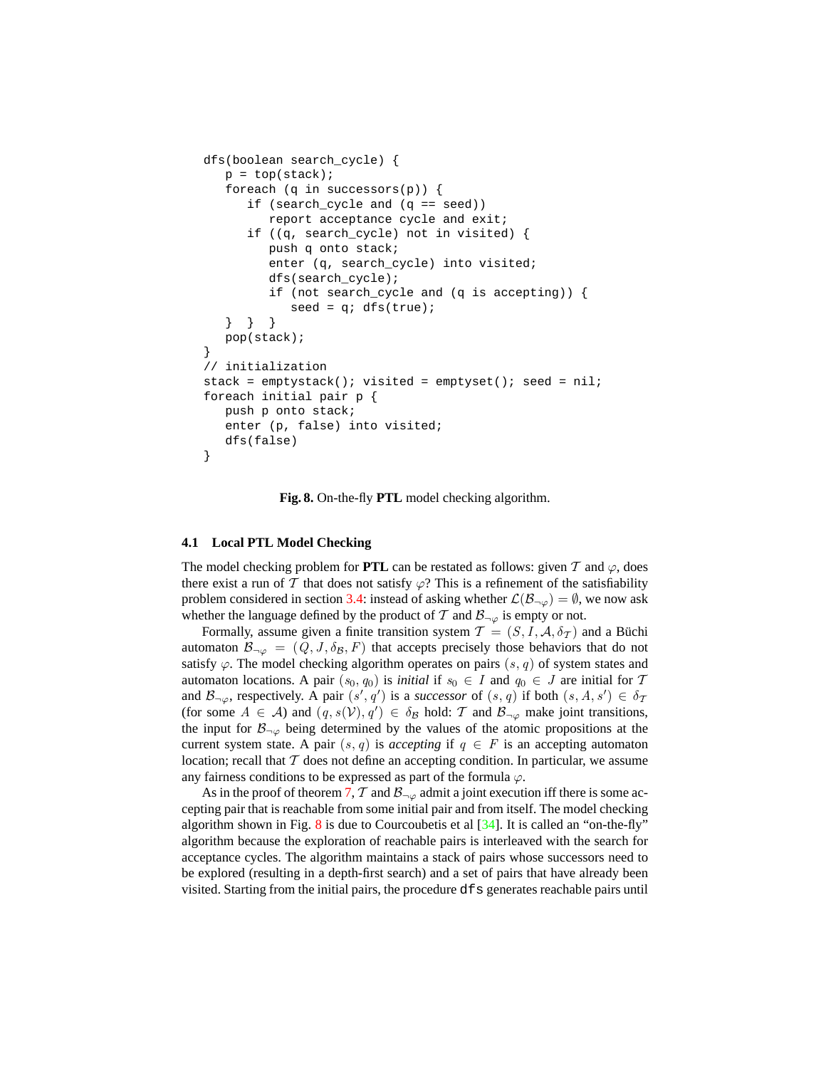```
dfs(boolean search_cycle) {
   p = top(stack);
   foreach (q in successors(p)) {
      if (search_cycle and (q == seed))
         report acceptance cycle and exit;
      if ((q, search_cycle) not in visited) {
         push q onto stack;
         enter (q, search_cycle) into visited;
         dfs(search_cycle);
         if (not search_cycle and (q is accepting)) {
            seed = q; dfs(true);
   }  }  }
   pop(stack);
}
// initialization
stack = emptystack(); visited = emptyset(); seed = nil;
foreach initial pair p {
   push p onto stack;
   enter (p, false) into visited;
   dfs(false)
}
```

**Fig. 8.** On-the-fly **PTL** model checking algorithm.

### 4.1 Local PTL Model Checking

The model checking problem for **PTL** can be restated as follows: given $\mathcal{T}$ and $\varphi$, does there exist a run of $\mathcal{T}$ that does not satisfy $\varphi$? This is a refinement of the satisfiability problem considered in section 3.4: instead of asking whether $\mathcal{L}(\mathcal{B}_{\neg\varphi}) = \emptyset$, we now ask whether the language defined by the product of $\mathcal{T}$ and $\mathcal{B}_{\neg\varphi}$ is empty or not.

Formally, assume given a finite transition system $\mathcal{T} = (S, I, \mathcal{A}, \delta_{\mathcal{T}})$ and a Büchi automaton $\mathcal{B}_{\neg\varphi} = (Q, J, \delta_{\mathcal{B}}, F)$ that accepts precisely those behaviors that do not satisfy $\varphi$. The model checking algorithm operates on pairs $(s, q)$ of system states and automaton locations. A pair $(s_0, q_0)$ is *initial* if $s_0 \in I$ and $q_0 \in J$ are initial for $\mathcal{T}$ and $\mathcal{B}_{\neg\varphi}$, respectively. A pair $(s', q')$ is a *successor* of $(s, q)$ if both $(s, A, s') \in \delta_{\mathcal{T}}$ (for some $A \in \mathcal{A}$) and $(q, s(\mathcal{V}), q') \in \delta_{\mathcal{B}}$ hold: $\mathcal{T}$ and $\mathcal{B}_{\neg\varphi}$ make joint transitions, the input for $\mathcal{B}_{\neg\varphi}$ being determined by the values of the atomic propositions at the current system state. A pair $(s, q)$ is *accepting* if $q \in F$ is an accepting automaton location; recall that $\mathcal{T}$ does not define an accepting condition. In particular, we assume any fairness conditions to be expressed as part of the formula $\varphi$.

As in the proof of theorem 7, $\mathcal{T}$ and $\mathcal{B}_{\neg\varphi}$ admit a joint execution iff there is some accepting pair that is reachable from some initial pair and from itself. The model checking algorithm shown in Fig. 8 is due to Courcoubetis et al [34]. It is called an "on-the-fly" algorithm because the exploration of reachable pairs is interleaved with the search for acceptance cycles. The algorithm maintains a stack of pairs whose successors need to be explored (resulting in a depth-first search) and a set of pairs that have already been visited. Starting from the initial pairs, the procedure `dfs` generates reachable pairs until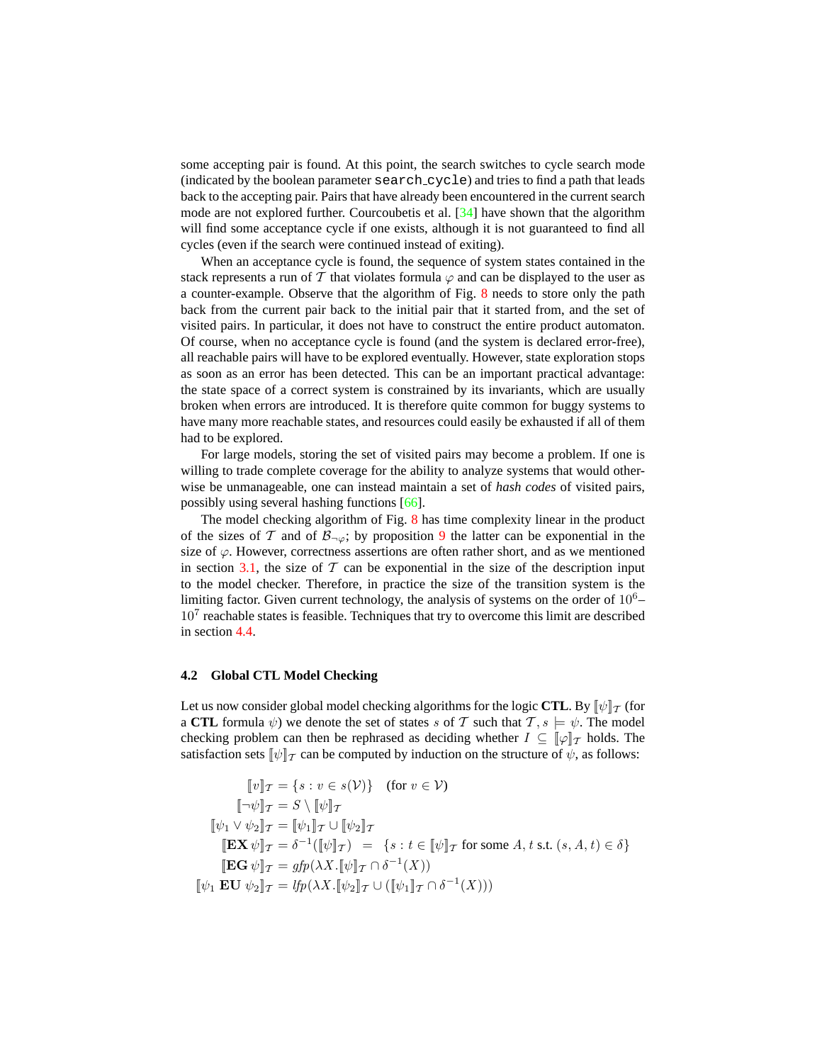some accepting pair is found. At this point, the search switches to cycle search mode (indicated by the boolean parameter `search_cycle`) and tries to find a path that leads back to the accepting pair. Pairs that have already been encountered in the current search mode are not explored further. Courcoubetis et al. [34] have shown that the algorithm will find some acceptance cycle if one exists, although it is not guaranteed to find all cycles (even if the search were continued instead of exiting).

When an acceptance cycle is found, the sequence of system states contained in the stack represents a run of $\mathcal{T}$ that violates formula $\varphi$ and can be displayed to the user as a counter-example. Observe that the algorithm of Fig. 8 needs to store only the path back from the current pair back to the initial pair that it started from, and the set of visited pairs. In particular, it does not have to construct the entire product automaton. Of course, when no acceptance cycle is found (and the system is declared error-free), all reachable pairs will have to be explored eventually. However, state exploration stops as soon as an error has been detected. This can be an important practical advantage: the state space of a correct system is constrained by its invariants, which are usually broken when errors are introduced. It is therefore quite common for buggy systems to have many more reachable states, and resources could easily be exhausted if all of them had to be explored.

For large models, storing the set of visited pairs may become a problem. If one is willing to trade complete coverage for the ability to analyze systems that would otherwise be unmanageable, one can instead maintain a set of *hash codes* of visited pairs, possibly using several hashing functions [66].

The model checking algorithm of Fig. 8 has time complexity linear in the product of the sizes of $\mathcal{T}$ and of $\mathcal{B}_{\neg\varphi}$; by proposition 9 the latter can be exponential in the size of $\varphi$. However, correctness assertions are often rather short, and as we mentioned in section 3.1, the size of $\mathcal{T}$ can be exponential in the size of the description input to the model checker. Therefore, in practice the size of the transition system is the limiting factor. Given current technology, the analysis of systems on the order of $10^6$–$10^7$ reachable states is feasible. Techniques that try to overcome this limit are described in section 4.4.

### 4.2 Global CTL Model Checking

Let us now consider global model checking algorithms for the logic **CTL**. By $[\![\psi]\!]_\mathcal{T}$ (for a **CTL** formula $\psi$) we denote the set of states $s$ of $\mathcal{T}$ such that $\mathcal{T}, s \models \psi$. The model checking problem can then be rephrased as deciding whether $I \subseteq [\![\varphi]\!]_\mathcal{T}$ holds. The satisfaction sets $[\![\psi]\!]_\mathcal{T}$ can be computed by induction on the structure of $\psi$, as follows:

$$
\begin{aligned}
[\![v]\!]_\mathcal{T} &= \{s : v \in s(\mathcal{V})\} \quad (\text{for } v \in \mathcal{V}) \\
[\![\neg\psi]\!]_\mathcal{T} &= S \setminus [\![\psi]\!]_\mathcal{T} \\
[\![\psi_1 \vee \psi_2]\!]_\mathcal{T} &= [\![\psi_1]\!]_\mathcal{T} \cup [\![\psi_2]\!]_\mathcal{T} \\
[\![\mathbf{EX}\,\psi]\!]_\mathcal{T} &= \delta^{-1}([\![\psi]\!]_\mathcal{T}) \;=\; \{s : t \in [\![\psi]\!]_\mathcal{T} \text{ for some } A, t \text{ s.t. } (s, A, t) \in \delta\} \\
[\![\mathbf{EG}\,\psi]\!]_\mathcal{T} &= \mathit{gfp}(\lambda X. [\![\psi]\!]_\mathcal{T} \cap \delta^{-1}(X)) \\
[\![\psi_1 \;\mathbf{EU}\; \psi_2]\!]_\mathcal{T} &= \mathit{lfp}(\lambda X. [\![\psi_2]\!]_\mathcal{T} \cup ([\![\psi_1]\!]_\mathcal{T} \cap \delta^{-1}(X)))
\end{aligned}
$$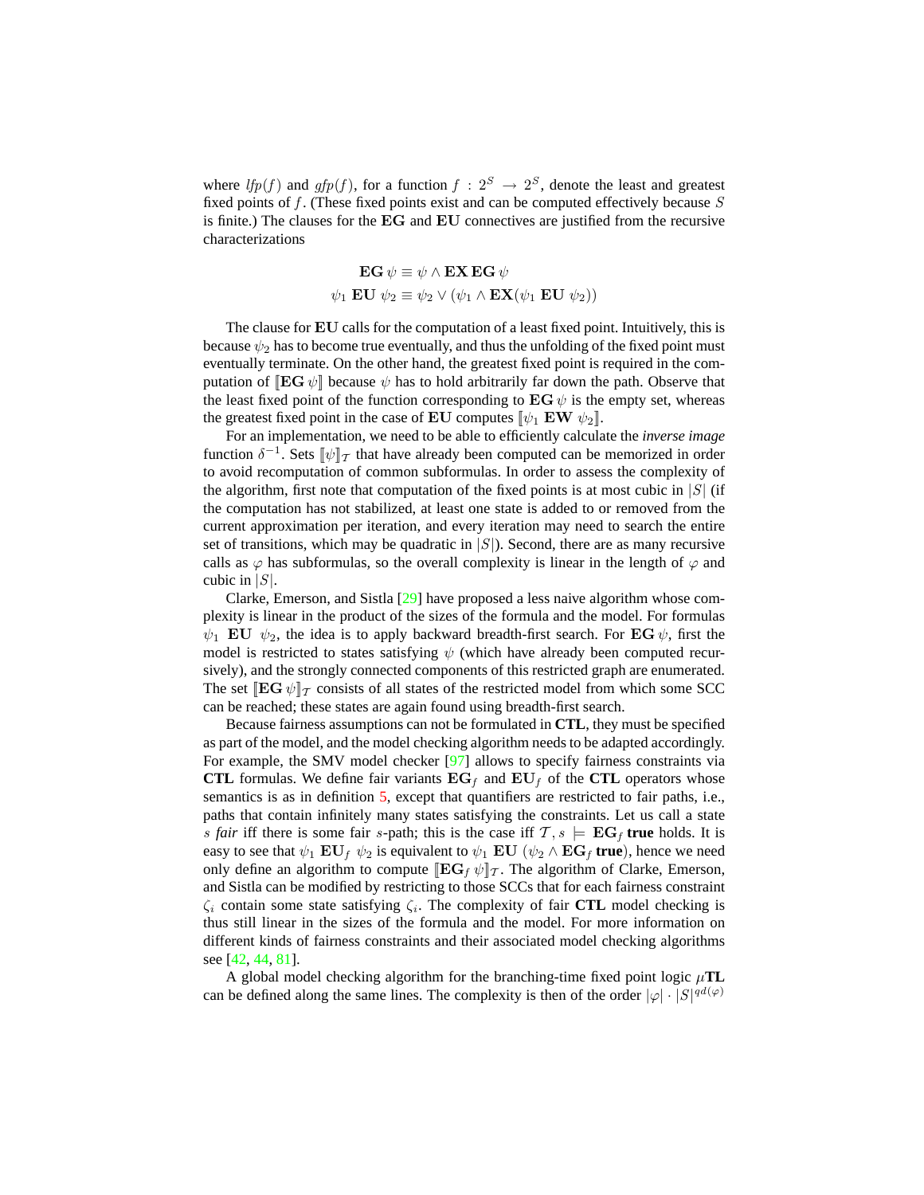where $lfp(f)$ and $gfp(f)$, for a function $f : 2^S \to 2^S$, denote the least and greatest fixed points of $f$. (These fixed points exist and can be computed effectively because $S$ is finite.) The clauses for the **EG** and **EU** connectives are justified from the recursive characterizations

$$\mathbf{EG}\,\psi \equiv \psi \wedge \mathbf{EX}\,\mathbf{EG}\,\psi$$
$$\psi_1\ \mathbf{EU}\ \psi_2 \equiv \psi_2 \vee (\psi_1 \wedge \mathbf{EX}(\psi_1\ \mathbf{EU}\ \psi_2))$$

The clause for **EU** calls for the computation of a least fixed point. Intuitively, this is because $\psi_2$ has to become true eventually, and thus the unfolding of the fixed point must eventually terminate. On the other hand, the greatest fixed point is required in the computation of $[\![\mathbf{EG}\,\psi]\!]$ because $\psi$ has to hold arbitrarily far down the path. Observe that the least fixed point of the function corresponding to $\mathbf{EG}\,\psi$ is the empty set, whereas the greatest fixed point in the case of **EU** computes $[\![\psi_1\ \mathbf{EW}\ \psi_2]\!]$.

For an implementation, we need to be able to efficiently calculate the *inverse image* function $\delta^{-1}$. Sets $[\![\psi]\!]_{\mathcal{T}}$ that have already been computed can be memorized in order to avoid recomputation of common subformulas. In order to assess the complexity of the algorithm, first note that computation of the fixed points is at most cubic in $|S|$ (if the computation has not stabilized, at least one state is added to or removed from the current approximation per iteration, and every iteration may need to search the entire set of transitions, which may be quadratic in $|S|$). Second, there are as many recursive calls as $\varphi$ has subformulas, so the overall complexity is linear in the length of $\varphi$ and cubic in $|S|$.

Clarke, Emerson, and Sistla [29] have proposed a less naive algorithm whose complexity is linear in the product of the sizes of the formula and the model. For formulas $\psi_1\ \mathbf{EU}\ \psi_2$, the idea is to apply backward breadth-first search. For $\mathbf{EG}\,\psi$, first the model is restricted to states satisfying $\psi$ (which have already been computed recursively), and the strongly connected components of this restricted graph are enumerated. The set $[\![\mathbf{EG}\,\psi]\!]_{\mathcal{T}}$ consists of all states of the restricted model from which some SCC can be reached; these states are again found using breadth-first search.

Because fairness assumptions can not be formulated in **CTL**, they must be specified as part of the model, and the model checking algorithm needs to be adapted accordingly. For example, the SMV model checker [97] allows to specify fairness constraints via **CTL** formulas. We define fair variants $\mathbf{EG}_f$ and $\mathbf{EU}_f$ of the **CTL** operators whose semantics is as in definition 5, except that quantifiers are restricted to fair paths, i.e., paths that contain infinitely many states satisfying the constraints. Let us call a state $s$ *fair* iff there is some fair $s$-path; this is the case iff $\mathcal{T}, s \models \mathbf{EG}_f\ \mathbf{true}$ holds. It is easy to see that $\psi_1\ \mathbf{EU}_f\ \psi_2$ is equivalent to $\psi_1\ \mathbf{EU}\ (\psi_2 \wedge \mathbf{EG}_f\ \mathbf{true})$, hence we need only define an algorithm to compute $[\![\mathbf{EG}_f\,\psi]\!]_{\mathcal{T}}$. The algorithm of Clarke, Emerson, and Sistla can be modified by restricting to those SCCs that for each fairness constraint $\zeta_i$ contain some state satisfying $\zeta_i$. The complexity of fair **CTL** model checking is thus still linear in the sizes of the formula and the model. For more information on different kinds of fairness constraints and their associated model checking algorithms see [42, 44, 81].

A global model checking algorithm for the branching-time fixed point logic $\mu$**TL** can be defined along the same lines. The complexity is then of the order $|\varphi| \cdot |S|^{qd(\varphi)}$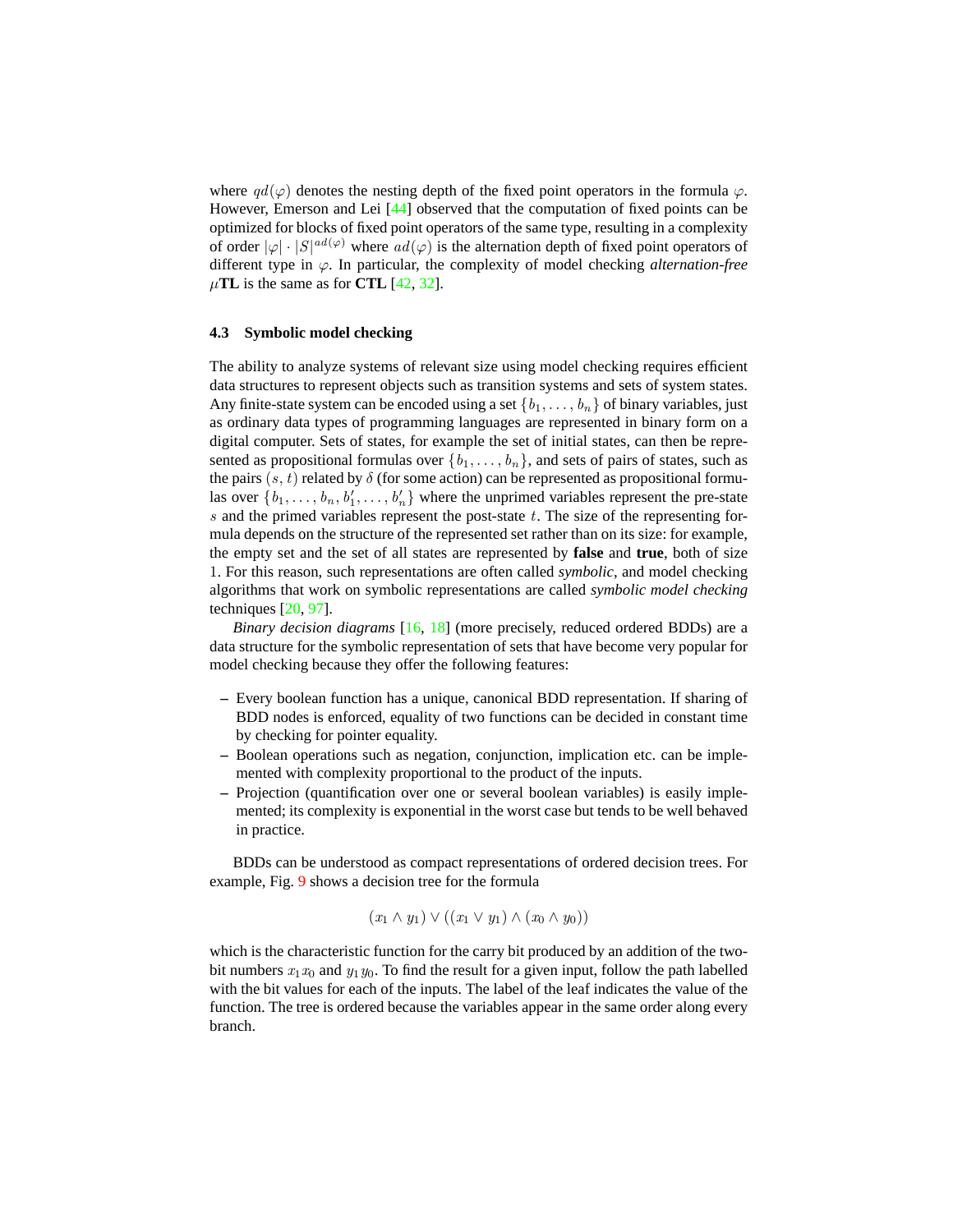where $qd(\varphi)$ denotes the nesting depth of the fixed point operators in the formula $\varphi$. However, Emerson and Lei [44] observed that the computation of fixed points can be optimized for blocks of fixed point operators of the same type, resulting in a complexity of order $|\varphi| \cdot |S|^{ad(\varphi)}$ where $ad(\varphi)$ is the alternation depth of fixed point operators of different type in $\varphi$. In particular, the complexity of model checking *alternation-free* $\mu$**TL** is the same as for **CTL** [42, 32].

### 4.3 Symbolic model checking

The ability to analyze systems of relevant size using model checking requires efficient data structures to represent objects such as transition systems and sets of system states. Any finite-state system can be encoded using a set $\{b_1, \ldots, b_n\}$ of binary variables, just as ordinary data types of programming languages are represented in binary form on a digital computer. Sets of states, for example the set of initial states, can then be represented as propositional formulas over $\{b_1, \ldots, b_n\}$, and sets of pairs of states, such as the pairs $(s, t)$ related by $\delta$ (for some action) can be represented as propositional formulas over $\{b_1, \ldots, b_n, b'_1, \ldots, b'_n\}$ where the unprimed variables represent the pre-state $s$ and the primed variables represent the post-state $t$. The size of the representing formula depends on the structure of the represented set rather than on its size: for example, the empty set and the set of all states are represented by **false** and **true**, both of size 1. For this reason, such representations are often called *symbolic*, and model checking algorithms that work on symbolic representations are called *symbolic model checking* techniques [20, 97].

*Binary decision diagrams* [16, 18] (more precisely, reduced ordered BDDs) are a data structure for the symbolic representation of sets that have become very popular for model checking because they offer the following features:

- Every boolean function has a unique, canonical BDD representation. If sharing of BDD nodes is enforced, equality of two functions can be decided in constant time by checking for pointer equality.
- Boolean operations such as negation, conjunction, implication etc. can be implemented with complexity proportional to the product of the inputs.
- Projection (quantification over one or several boolean variables) is easily implemented; its complexity is exponential in the worst case but tends to be well behaved in practice.

BDDs can be understood as compact representations of ordered decision trees. For example, Fig. 9 shows a decision tree for the formula

$$(x_1 \wedge y_1) \vee ((x_1 \vee y_1) \wedge (x_0 \wedge y_0))$$

which is the characteristic function for the carry bit produced by an addition of the two-bit numbers $x_1 x_0$ and $y_1 y_0$. To find the result for a given input, follow the path labelled with the bit values for each of the inputs. The label of the leaf indicates the value of the function. The tree is ordered because the variables appear in the same order along every branch.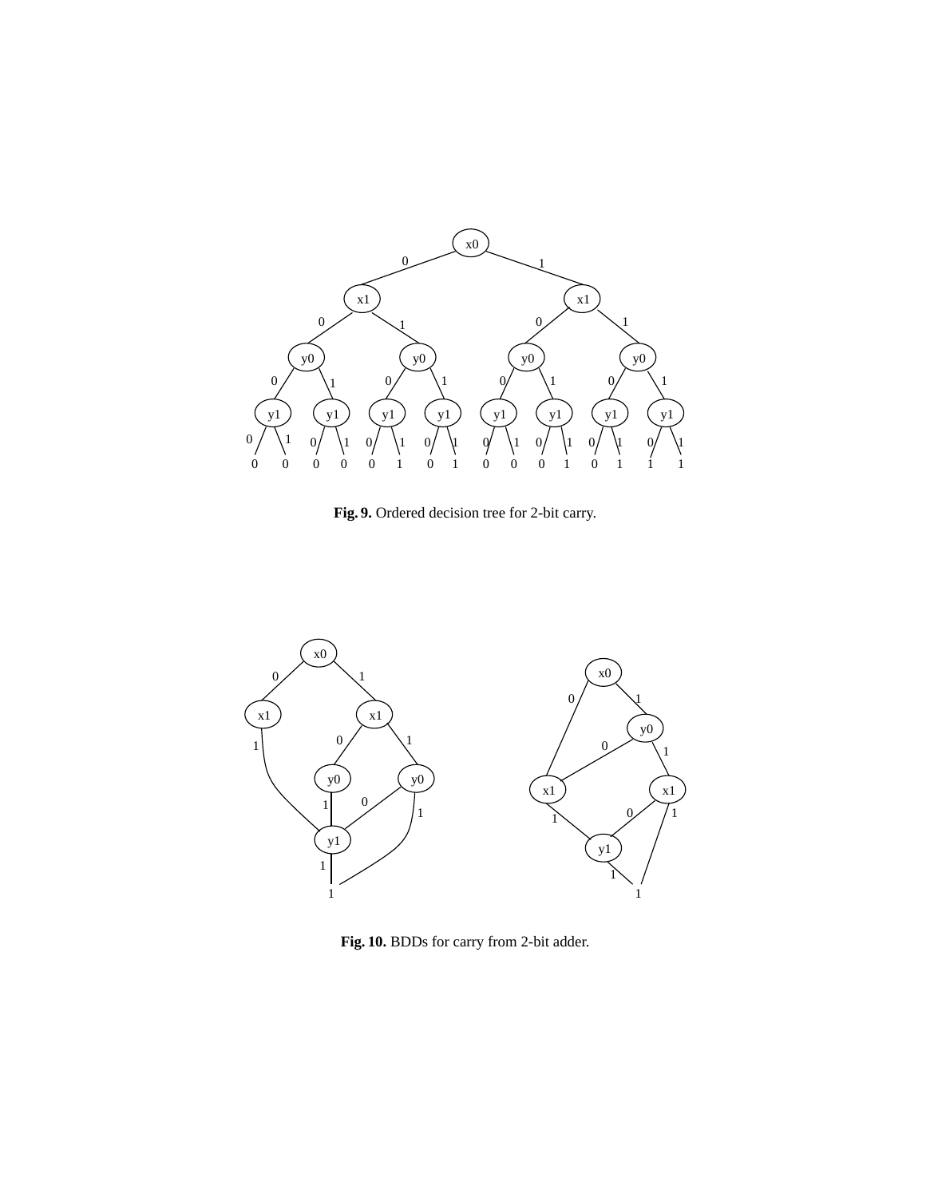**Fig. 9.** Ordered decision tree for 2-bit carry.

**Fig. 10.** BDDs for carry from 2-bit adder.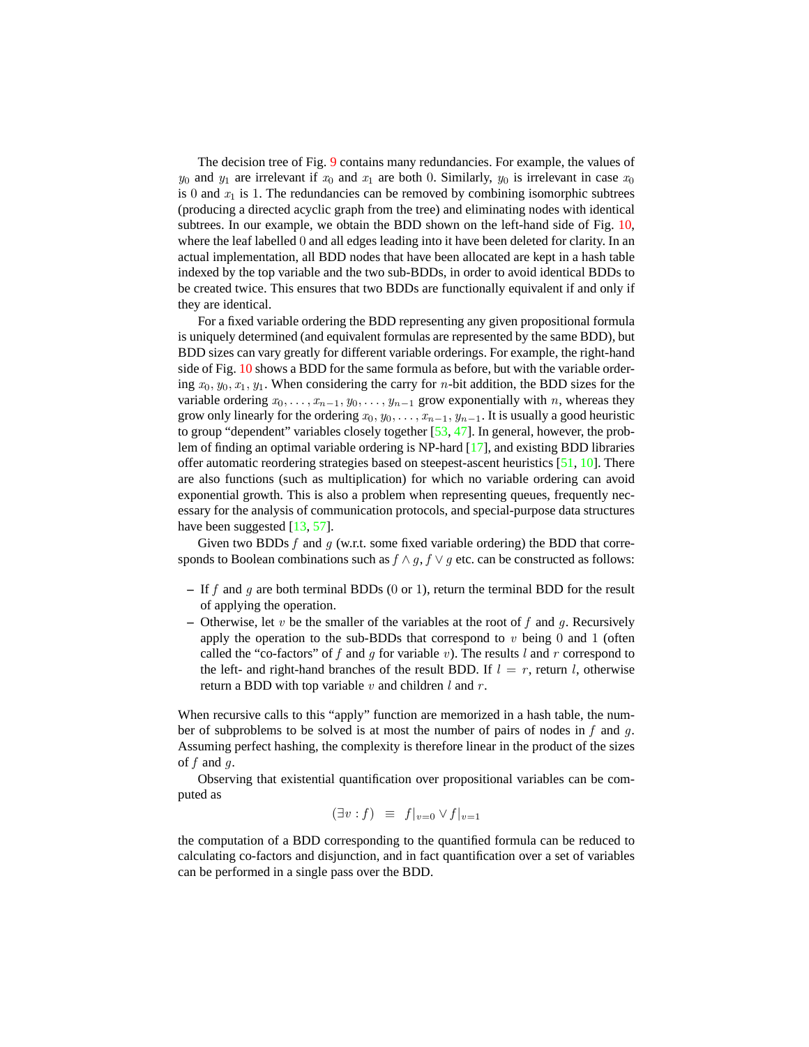The decision tree of Fig. 9 contains many redundancies. For example, the values of $y_0$ and $y_1$ are irrelevant if $x_0$ and $x_1$ are both 0. Similarly, $y_0$ is irrelevant in case $x_0$ is 0 and $x_1$ is 1. The redundancies can be removed by combining isomorphic subtrees (producing a directed acyclic graph from the tree) and eliminating nodes with identical subtrees. In our example, we obtain the BDD shown on the left-hand side of Fig. 10, where the leaf labelled 0 and all edges leading into it have been deleted for clarity. In an actual implementation, all BDD nodes that have been allocated are kept in a hash table indexed by the top variable and the two sub-BDDs, in order to avoid identical BDDs to be created twice. This ensures that two BDDs are functionally equivalent if and only if they are identical.

For a fixed variable ordering the BDD representing any given propositional formula is uniquely determined (and equivalent formulas are represented by the same BDD), but BDD sizes can vary greatly for different variable orderings. For example, the right-hand side of Fig. 10 shows a BDD for the same formula as before, but with the variable ordering $x_0, y_0, x_1, y_1$. When considering the carry for $n$-bit addition, the BDD sizes for the variable ordering $x_0, \ldots, x_{n-1}, y_0, \ldots, y_{n-1}$ grow exponentially with $n$, whereas they grow only linearly for the ordering $x_0, y_0, \ldots, x_{n-1}, y_{n-1}$. It is usually a good heuristic to group "dependent" variables closely together [53, 47]. In general, however, the problem of finding an optimal variable ordering is NP-hard [17], and existing BDD libraries offer automatic reordering strategies based on steepest-ascent heuristics [51, 10]. There are also functions (such as multiplication) for which no variable ordering can avoid exponential growth. This is also a problem when representing queues, frequently necessary for the analysis of communication protocols, and special-purpose data structures have been suggested [13, 57].

Given two BDDs $f$ and $g$ (w.r.t. some fixed variable ordering) the BDD that corresponds to Boolean combinations such as $f \wedge g$, $f \vee g$ etc. can be constructed as follows:

- If $f$ and $g$ are both terminal BDDs (0 or 1), return the terminal BDD for the result of applying the operation.
- Otherwise, let $v$ be the smaller of the variables at the root of $f$ and $g$. Recursively apply the operation to the sub-BDDs that correspond to $v$ being 0 and 1 (often called the "co-factors" of $f$ and $g$ for variable $v$). The results $l$ and $r$ correspond to the left- and right-hand branches of the result BDD. If $l = r$, return $l$, otherwise return a BDD with top variable $v$ and children $l$ and $r$.

When recursive calls to this "apply" function are memorized in a hash table, the number of subproblems to be solved is at most the number of pairs of nodes in $f$ and $g$. Assuming perfect hashing, the complexity is therefore linear in the product of the sizes of $f$ and $g$.

Observing that existential quantification over propositional variables can be computed as

$$(\exists v : f) \quad \equiv \quad f|_{v=0} \vee f|_{v=1}$$

the computation of a BDD corresponding to the quantified formula can be reduced to calculating co-factors and disjunction, and in fact quantification over a set of variables can be performed in a single pass over the BDD.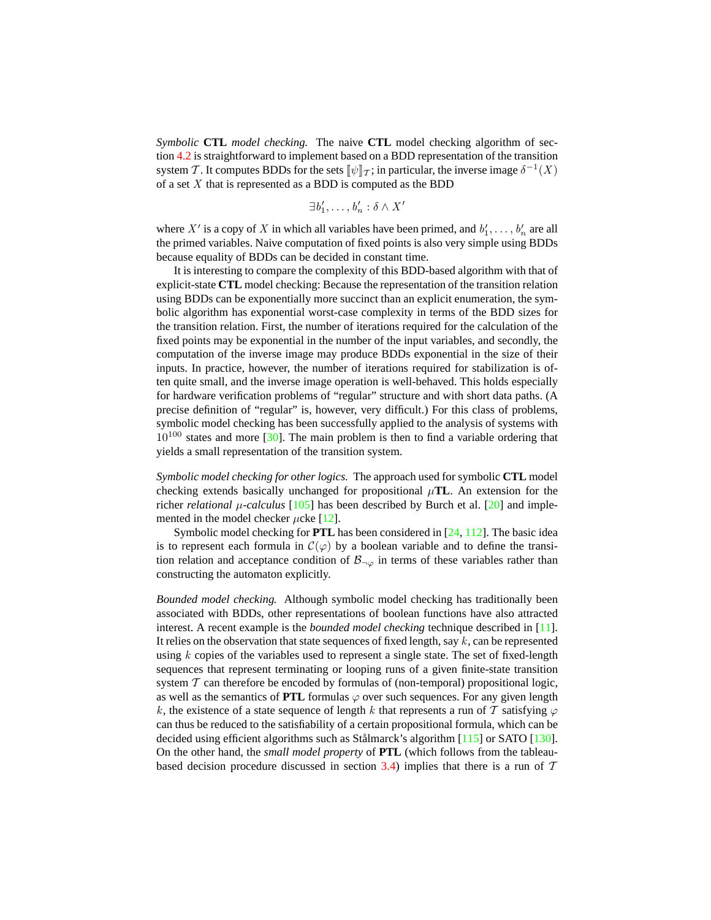*Symbolic* **CTL** *model checking.* The naive **CTL** model checking algorithm of section 4.2 is straightforward to implement based on a BDD representation of the transition system $\mathcal{T}$. It computes BDDs for the sets $[\![\psi]\!]_\mathcal{T}$; in particular, the inverse image $\delta^{-1}(X)$ of a set $X$ that is represented as a BDD is computed as the BDD

$$\exists b'_1, \ldots, b'_n : \delta \wedge X'$$

where $X'$ is a copy of $X$ in which all variables have been primed, and $b'_1, \ldots, b'_n$ are all the primed variables. Naive computation of fixed points is also very simple using BDDs because equality of BDDs can be decided in constant time.

It is interesting to compare the complexity of this BDD-based algorithm with that of explicit-state **CTL** model checking: Because the representation of the transition relation using BDDs can be exponentially more succinct than an explicit enumeration, the symbolic algorithm has exponential worst-case complexity in terms of the BDD sizes for the transition relation. First, the number of iterations required for the calculation of the fixed points may be exponential in the number of the input variables, and secondly, the computation of the inverse image may produce BDDs exponential in the size of their inputs. In practice, however, the number of iterations required for stabilization is often quite small, and the inverse image operation is well-behaved. This holds especially for hardware verification problems of "regular" structure and with short data paths. (A precise definition of "regular" is, however, very difficult.) For this class of problems, symbolic model checking has been successfully applied to the analysis of systems with $10^{100}$ states and more [30]. The main problem is then to find a variable ordering that yields a small representation of the transition system.

*Symbolic model checking for other logics.* The approach used for symbolic **CTL** model checking extends basically unchanged for propositional $\mu$**TL**. An extension for the richer *relational* $\mu$*-calculus* [105] has been described by Burch et al. [20] and implemented in the model checker $\mu$cke [12].

Symbolic model checking for **PTL** has been considered in [24, 112]. The basic idea is to represent each formula in $\mathcal{C}(\varphi)$ by a boolean variable and to define the transition relation and acceptance condition of $\mathcal{B}_{\neg\varphi}$ in terms of these variables rather than constructing the automaton explicitly.

*Bounded model checking.* Although symbolic model checking has traditionally been associated with BDDs, other representations of boolean functions have also attracted interest. A recent example is the *bounded model checking* technique described in [11]. It relies on the observation that state sequences of fixed length, say $k$, can be represented using $k$ copies of the variables used to represent a single state. The set of fixed-length sequences that represent terminating or looping runs of a given finite-state transition system $\mathcal{T}$ can therefore be encoded by formulas of (non-temporal) propositional logic, as well as the semantics of **PTL** formulas $\varphi$ over such sequences. For any given length $k$, the existence of a state sequence of length $k$ that represents a run of $\mathcal{T}$ satisfying $\varphi$ can thus be reduced to the satisfiability of a certain propositional formula, which can be decided using efficient algorithms such as Stålmarck's algorithm [115] or SATO [130]. On the other hand, the *small model property* of **PTL** (which follows from the tableau-based decision procedure discussed in section 3.4) implies that there is a run of $\mathcal{T}$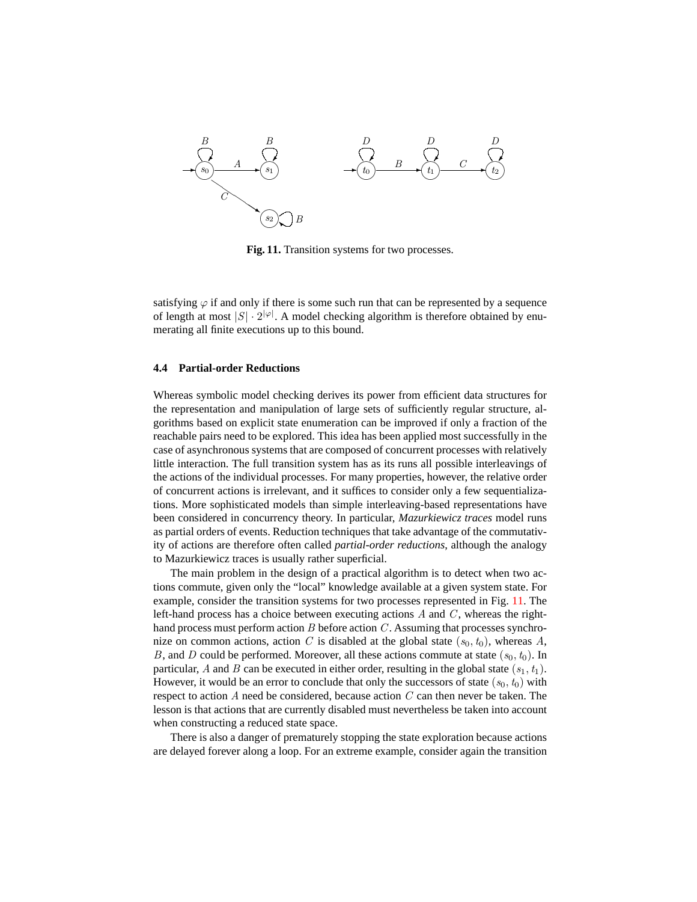B B D D D

A B C

$s_0$ $s_1$ $t_0$ $t_1$ $t_2$

C

$s_2$ B

**Fig. 11.** Transition systems for two processes.

satisfying $\varphi$ if and only if there is some such run that can be represented by a sequence of length at most $|S| \cdot 2^{|\varphi|}$. A model checking algorithm is therefore obtained by enumerating all finite executions up to this bound.

### 4.4 Partial-order Reductions

Whereas symbolic model checking derives its power from efficient data structures for the representation and manipulation of large sets of sufficiently regular structure, algorithms based on explicit state enumeration can be improved if only a fraction of the reachable pairs need to be explored. This idea has been applied most successfully in the case of asynchronous systems that are composed of concurrent processes with relatively little interaction. The full transition system has as its runs all possible interleavings of the actions of the individual processes. For many properties, however, the relative order of concurrent actions is irrelevant, and it suffices to consider only a few sequentializations. More sophisticated models than simple interleaving-based representations have been considered in concurrency theory. In particular, *Mazurkiewicz traces* model runs as partial orders of events. Reduction techniques that take advantage of the commutativity of actions are therefore often called *partial-order reductions*, although the analogy to Mazurkiewicz traces is usually rather superficial.

The main problem in the design of a practical algorithm is to detect when two actions commute, given only the "local" knowledge available at a given system state. For example, consider the transition systems for two processes represented in Fig. 11. The left-hand process has a choice between executing actions $A$ and $C$, whereas the right-hand process must perform action $B$ before action $C$. Assuming that processes synchronize on common actions, action $C$ is disabled at the global state $(s_0, t_0)$, whereas $A$, $B$, and $D$ could be performed. Moreover, all these actions commute at state $(s_0, t_0)$. In particular, $A$ and $B$ can be executed in either order, resulting in the global state $(s_1, t_1)$. However, it would be an error to conclude that only the successors of state $(s_0, t_0)$ with respect to action $A$ need be considered, because action $C$ can then never be taken. The lesson is that actions that are currently disabled must nevertheless be taken into account when constructing a reduced state space.

There is also a danger of prematurely stopping the state exploration because actions are delayed forever along a loop. For an extreme example, consider again the transition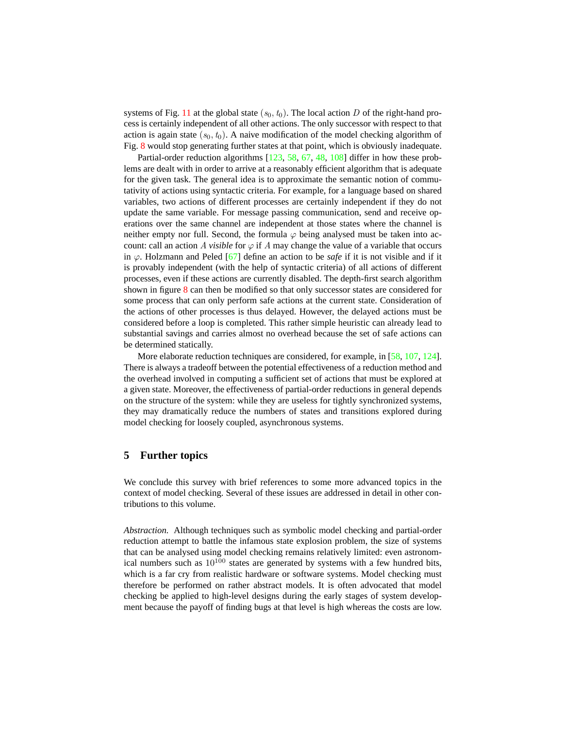systems of Fig. 11 at the global state $(s_0, t_0)$. The local action $D$ of the right-hand process is certainly independent of all other actions. The only successor with respect to that action is again state $(s_0, t_0)$. A naive modification of the model checking algorithm of Fig. 8 would stop generating further states at that point, which is obviously inadequate.

Partial-order reduction algorithms [123, 58, 67, 48, 108] differ in how these problems are dealt with in order to arrive at a reasonably efficient algorithm that is adequate for the given task. The general idea is to approximate the semantic notion of commutativity of actions using syntactic criteria. For example, for a language based on shared variables, two actions of different processes are certainly independent if they do not update the same variable. For message passing communication, send and receive operations over the same channel are independent at those states where the channel is neither empty nor full. Second, the formula $\varphi$ being analysed must be taken into account: call an action $A$ *visible* for $\varphi$ if $A$ may change the value of a variable that occurs in $\varphi$. Holzmann and Peled [67] define an action to be *safe* if it is not visible and if it is provably independent (with the help of syntactic criteria) of all actions of different processes, even if these actions are currently disabled. The depth-first search algorithm shown in figure 8 can then be modified so that only successor states are considered for some process that can only perform safe actions at the current state. Consideration of the actions of other processes is thus delayed. However, the delayed actions must be considered before a loop is completed. This rather simple heuristic can already lead to substantial savings and carries almost no overhead because the set of safe actions can be determined statically.

More elaborate reduction techniques are considered, for example, in [58, 107, 124]. There is always a tradeoff between the potential effectiveness of a reduction method and the overhead involved in computing a sufficient set of actions that must be explored at a given state. Moreover, the effectiveness of partial-order reductions in general depends on the structure of the system: while they are useless for tightly synchronized systems, they may dramatically reduce the numbers of states and transitions explored during model checking for loosely coupled, asynchronous systems.

## 5 Further topics

We conclude this survey with brief references to some more advanced topics in the context of model checking. Several of these issues are addressed in detail in other contributions to this volume.

*Abstraction.* Although techniques such as symbolic model checking and partial-order reduction attempt to battle the infamous state explosion problem, the size of systems that can be analysed using model checking remains relatively limited: even astronomical numbers such as $10^{100}$ states are generated by systems with a few hundred bits, which is a far cry from realistic hardware or software systems. Model checking must therefore be performed on rather abstract models. It is often advocated that model checking be applied to high-level designs during the early stages of system development because the payoff of finding bugs at that level is high whereas the costs are low.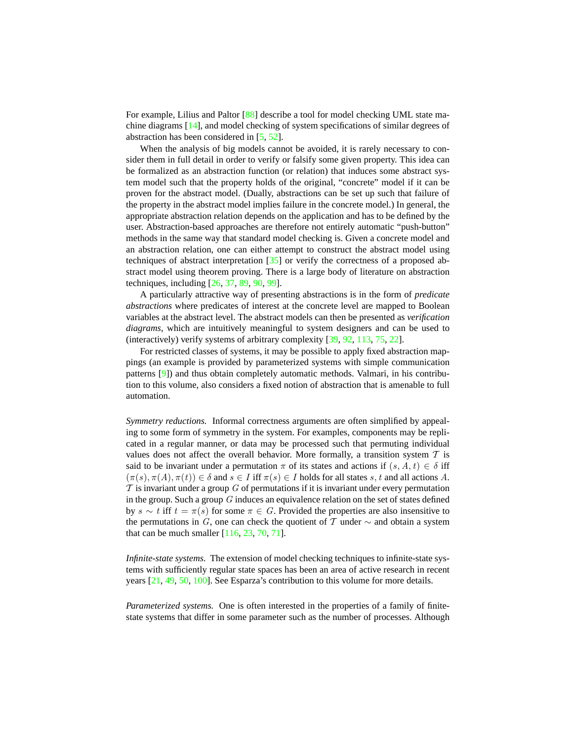For example, Lilius and Paltor [88] describe a tool for model checking UML state machine diagrams [14], and model checking of system specifications of similar degrees of abstraction has been considered in [5, 52].

When the analysis of big models cannot be avoided, it is rarely necessary to consider them in full detail in order to verify or falsify some given property. This idea can be formalized as an abstraction function (or relation) that induces some abstract system model such that the property holds of the original, "concrete" model if it can be proven for the abstract model. (Dually, abstractions can be set up such that failure of the property in the abstract model implies failure in the concrete model.) In general, the appropriate abstraction relation depends on the application and has to be defined by the user. Abstraction-based approaches are therefore not entirely automatic "push-button" methods in the same way that standard model checking is. Given a concrete model and an abstraction relation, one can either attempt to construct the abstract model using techniques of abstract interpretation [35] or verify the correctness of a proposed abstract model using theorem proving. There is a large body of literature on abstraction techniques, including [26, 37, 89, 90, 99].

A particularly attractive way of presenting abstractions is in the form of *predicate abstractions* where predicates of interest at the concrete level are mapped to Boolean variables at the abstract level. The abstract models can then be presented as *verification diagrams*, which are intuitively meaningful to system designers and can be used to (interactively) verify systems of arbitrary complexity [39, 92, 113, 75, 22].

For restricted classes of systems, it may be possible to apply fixed abstraction mappings (an example is provided by parameterized systems with simple communication patterns [9]) and thus obtain completely automatic methods. Valmari, in his contribution to this volume, also considers a fixed notion of abstraction that is amenable to full automation.

*Symmetry reductions.* Informal correctness arguments are often simplified by appealing to some form of symmetry in the system. For examples, components may be replicated in a regular manner, or data may be processed such that permuting individual values does not affect the overall behavior. More formally, a transition system $\mathcal{T}$ is said to be invariant under a permutation $\pi$ of its states and actions if $(s, A, t) \in \delta$ iff $(\pi(s), \pi(A), \pi(t)) \in \delta$ and $s \in I$ iff $\pi(s) \in I$ holds for all states $s, t$ and all actions $A$. $\mathcal{T}$ is invariant under a group $G$ of permutations if it is invariant under every permutation in the group. Such a group $G$ induces an equivalence relation on the set of states defined by $s \sim t$ iff $t = \pi(s)$ for some $\pi \in G$. Provided the properties are also insensitive to the permutations in $G$, one can check the quotient of $\mathcal{T}$ under $\sim$ and obtain a system that can be much smaller [116, 23, 70, 71].

*Infinite-state systems.* The extension of model checking techniques to infinite-state systems with sufficiently regular state spaces has been an area of active research in recent years [21, 49, 50, 100]. See Esparza's contribution to this volume for more details.

*Parameterized systems.* One is often interested in the properties of a family of finite-state systems that differ in some parameter such as the number of processes. Although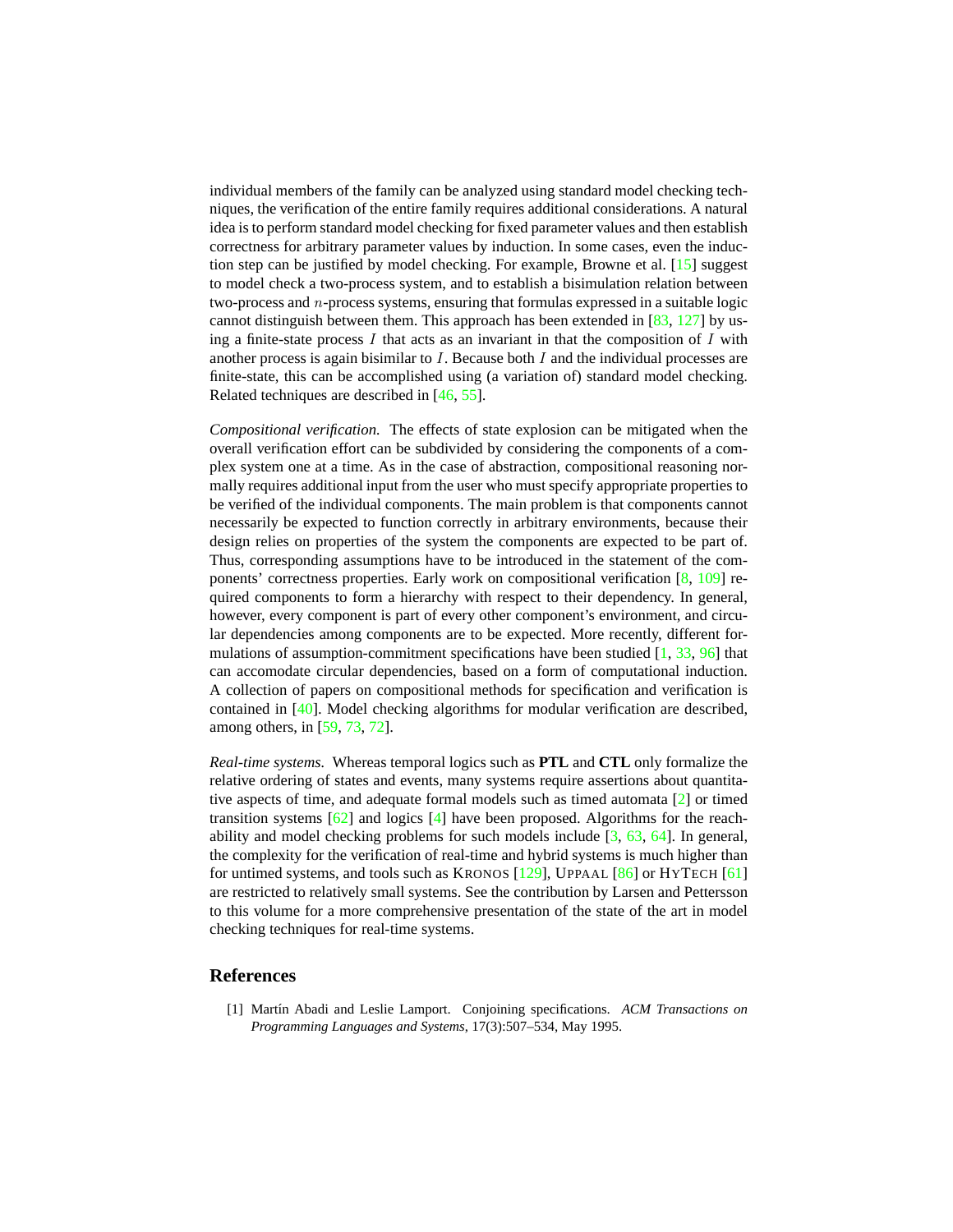individual members of the family can be analyzed using standard model checking techniques, the verification of the entire family requires additional considerations. A natural idea is to perform standard model checking for fixed parameter values and then establish correctness for arbitrary parameter values by induction. In some cases, even the induction step can be justified by model checking. For example, Browne et al. [15] suggest to model check a two-process system, and to establish a bisimulation relation between two-process and $n$-process systems, ensuring that formulas expressed in a suitable logic cannot distinguish between them. This approach has been extended in [83, 127] by using a finite-state process $I$ that acts as an invariant in that the composition of $I$ with another process is again bisimilar to $I$. Because both $I$ and the individual processes are finite-state, this can be accomplished using (a variation of) standard model checking. Related techniques are described in [46, 55].

*Compositional verification.* The effects of state explosion can be mitigated when the overall verification effort can be subdivided by considering the components of a complex system one at a time. As in the case of abstraction, compositional reasoning normally requires additional input from the user who must specify appropriate properties to be verified of the individual components. The main problem is that components cannot necessarily be expected to function correctly in arbitrary environments, because their design relies on properties of the system the components are expected to be part of. Thus, corresponding assumptions have to be introduced in the statement of the components' correctness properties. Early work on compositional verification [8, 109] required components to form a hierarchy with respect to their dependency. In general, however, every component is part of every other component's environment, and circular dependencies among components are to be expected. More recently, different formulations of assumption-commitment specifications have been studied [1, 33, 96] that can accomodate circular dependencies, based on a form of computational induction. A collection of papers on compositional methods for specification and verification is contained in [40]. Model checking algorithms for modular verification are described, among others, in [59, 73, 72].

*Real-time systems.* Whereas temporal logics such as **PTL** and **CTL** only formalize the relative ordering of states and events, many systems require assertions about quantitative aspects of time, and adequate formal models such as timed automata [2] or timed transition systems [62] and logics [4] have been proposed. Algorithms for the reachability and model checking problems for such models include [3, 63, 64]. In general, the complexity for the verification of real-time and hybrid systems is much higher than for untimed systems, and tools such as KRONOS [129], UPPAAL [86] or HYTECH [61] are restricted to relatively small systems. See the contribution by Larsen and Pettersson to this volume for a more comprehensive presentation of the state of the art in model checking techniques for real-time systems.

## References

[1] Martín Abadi and Leslie Lamport. Conjoining specifications. *ACM Transactions on Programming Languages and Systems*, 17(3):507–534, May 1995.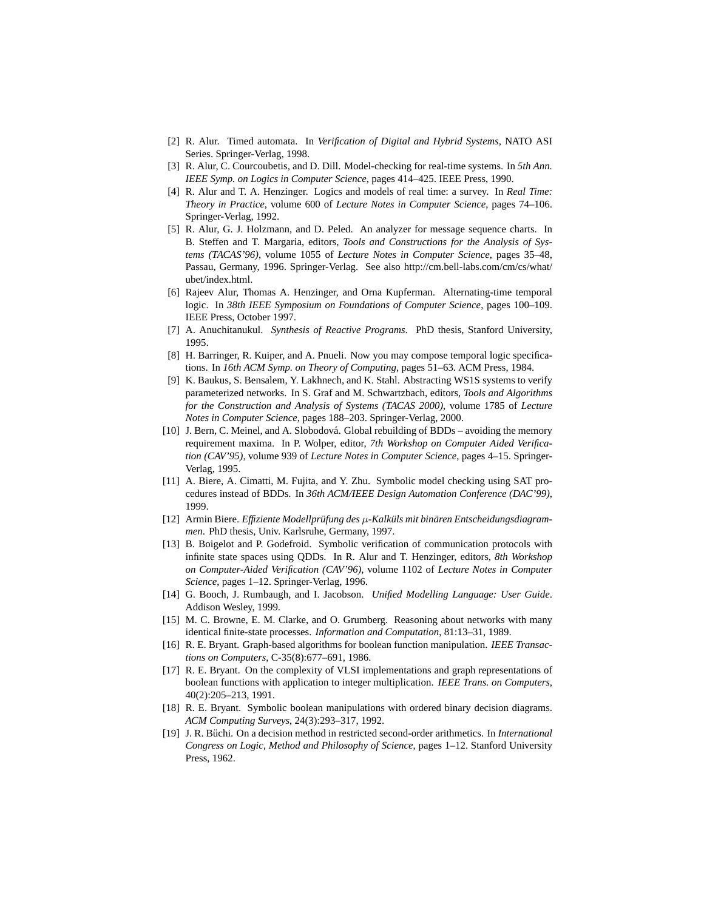[2] R. Alur. Timed automata. In *Verification of Digital and Hybrid Systems*, NATO ASI Series. Springer-Verlag, 1998.

[3] R. Alur, C. Courcoubetis, and D. Dill. Model-checking for real-time systems. In *5th Ann. IEEE Symp. on Logics in Computer Science*, pages 414–425. IEEE Press, 1990.

[4] R. Alur and T. A. Henzinger. Logics and models of real time: a survey. In *Real Time: Theory in Practice*, volume 600 of *Lecture Notes in Computer Science*, pages 74–106. Springer-Verlag, 1992.

[5] R. Alur, G. J. Holzmann, and D. Peled. An analyzer for message sequence charts. In B. Steffen and T. Margaria, editors, *Tools and Constructions for the Analysis of Systems (TACAS'96)*, volume 1055 of *Lecture Notes in Computer Science*, pages 35–48, Passau, Germany, 1996. Springer-Verlag. See also http://cm.bell-labs.com/cm/cs/what/ubet/index.html.

[6] Rajeev Alur, Thomas A. Henzinger, and Orna Kupferman. Alternating-time temporal logic. In *38th IEEE Symposium on Foundations of Computer Science*, pages 100–109. IEEE Press, October 1997.

[7] A. Anuchitanukul. *Synthesis of Reactive Programs*. PhD thesis, Stanford University, 1995.

[8] H. Barringer, R. Kuiper, and A. Pnueli. Now you may compose temporal logic specifications. In *16th ACM Symp. on Theory of Computing*, pages 51–63. ACM Press, 1984.

[9] K. Baukus, S. Bensalem, Y. Lakhnech, and K. Stahl. Abstracting WS1S systems to verify parameterized networks. In S. Graf and M. Schwartzbach, editors, *Tools and Algorithms for the Construction and Analysis of Systems (TACAS 2000)*, volume 1785 of *Lecture Notes in Computer Science*, pages 188–203. Springer-Verlag, 2000.

[10] J. Bern, C. Meinel, and A. Slobodová. Global rebuilding of BDDs – avoiding the memory requirement maxima. In P. Wolper, editor, *7th Workshop on Computer Aided Verification (CAV'95)*, volume 939 of *Lecture Notes in Computer Science*, pages 4–15. Springer-Verlag, 1995.

[11] A. Biere, A. Cimatti, M. Fujita, and Y. Zhu. Symbolic model checking using SAT procedures instead of BDDs. In *36th ACM/IEEE Design Automation Conference (DAC'99)*, 1999.

[12] Armin Biere. *Effiziente Modellprüfung des $\mu$-Kalküls mit binären Entscheidungsdiagrammen*. PhD thesis, Univ. Karlsruhe, Germany, 1997.

[13] B. Boigelot and P. Godefroid. Symbolic verification of communication protocols with infinite state spaces using QDDs. In R. Alur and T. Henzinger, editors, *8th Workshop on Computer-Aided Verification (CAV'96)*, volume 1102 of *Lecture Notes in Computer Science*, pages 1–12. Springer-Verlag, 1996.

[14] G. Booch, J. Rumbaugh, and I. Jacobson. *Unified Modelling Language: User Guide*. Addison Wesley, 1999.

[15] M. C. Browne, E. M. Clarke, and O. Grumberg. Reasoning about networks with many identical finite-state processes. *Information and Computation*, 81:13–31, 1989.

[16] R. E. Bryant. Graph-based algorithms for boolean function manipulation. *IEEE Transactions on Computers*, C-35(8):677–691, 1986.

[17] R. E. Bryant. On the complexity of VLSI implementations and graph representations of boolean functions with application to integer multiplication. *IEEE Trans. on Computers*, 40(2):205–213, 1991.

[18] R. E. Bryant. Symbolic boolean manipulations with ordered binary decision diagrams. *ACM Computing Surveys*, 24(3):293–317, 1992.

[19] J. R. Büchi. On a decision method in restricted second-order arithmetics. In *International Congress on Logic, Method and Philosophy of Science*, pages 1–12. Stanford University Press, 1962.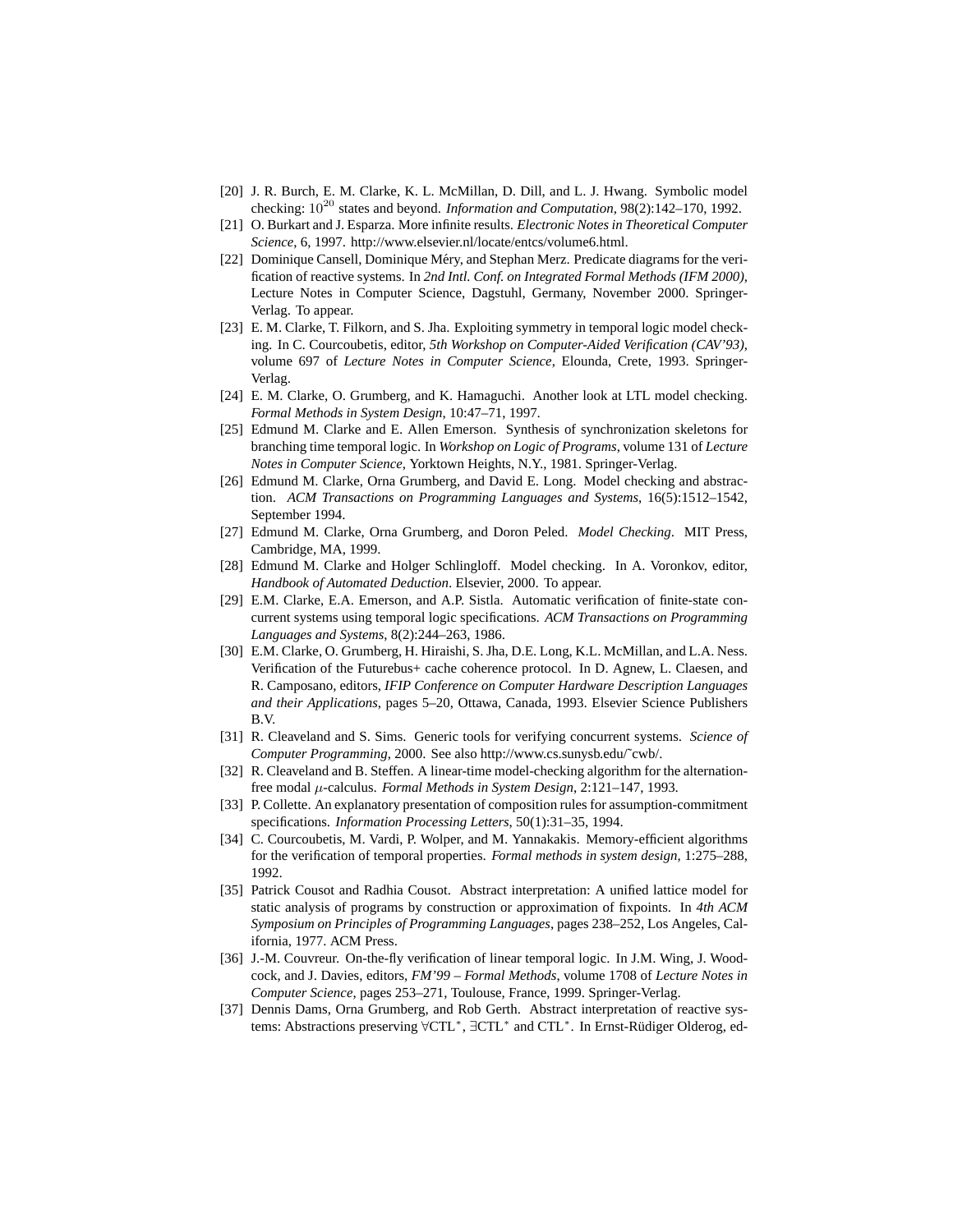[20] J. R. Burch, E. M. Clarke, K. L. McMillan, D. Dill, and L. J. Hwang. Symbolic model checking: $10^{20}$ states and beyond. *Information and Computation*, 98(2):142–170, 1992.

[21] O. Burkart and J. Esparza. More infinite results. *Electronic Notes in Theoretical Computer Science*, 6, 1997. http://www.elsevier.nl/locate/entcs/volume6.html.

[22] Dominique Cansell, Dominique Méry, and Stephan Merz. Predicate diagrams for the verification of reactive systems. In *2nd Intl. Conf. on Integrated Formal Methods (IFM 2000)*, Lecture Notes in Computer Science, Dagstuhl, Germany, November 2000. Springer-Verlag. To appear.

[23] E. M. Clarke, T. Filkorn, and S. Jha. Exploiting symmetry in temporal logic model checking. In C. Courcoubetis, editor, *5th Workshop on Computer-Aided Verification (CAV'93)*, volume 697 of *Lecture Notes in Computer Science*, Elounda, Crete, 1993. Springer-Verlag.

[24] E. M. Clarke, O. Grumberg, and K. Hamaguchi. Another look at LTL model checking. *Formal Methods in System Design*, 10:47–71, 1997.

[25] Edmund M. Clarke and E. Allen Emerson. Synthesis of synchronization skeletons for branching time temporal logic. In *Workshop on Logic of Programs*, volume 131 of *Lecture Notes in Computer Science*, Yorktown Heights, N.Y., 1981. Springer-Verlag.

[26] Edmund M. Clarke, Orna Grumberg, and David E. Long. Model checking and abstraction. *ACM Transactions on Programming Languages and Systems*, 16(5):1512–1542, September 1994.

[27] Edmund M. Clarke, Orna Grumberg, and Doron Peled. *Model Checking*. MIT Press, Cambridge, MA, 1999.

[28] Edmund M. Clarke and Holger Schlingloff. Model checking. In A. Voronkov, editor, *Handbook of Automated Deduction*. Elsevier, 2000. To appear.

[29] E.M. Clarke, E.A. Emerson, and A.P. Sistla. Automatic verification of finite-state concurrent systems using temporal logic specifications. *ACM Transactions on Programming Languages and Systems*, 8(2):244–263, 1986.

[30] E.M. Clarke, O. Grumberg, H. Hiraishi, S. Jha, D.E. Long, K.L. McMillan, and L.A. Ness. Verification of the Futurebus+ cache coherence protocol. In D. Agnew, L. Claesen, and R. Camposano, editors, *IFIP Conference on Computer Hardware Description Languages and their Applications*, pages 5–20, Ottawa, Canada, 1993. Elsevier Science Publishers B.V.

[31] R. Cleaveland and S. Sims. Generic tools for verifying concurrent systems. *Science of Computer Programming*, 2000. See also http://www.cs.sunysb.edu/~cwb/.

[32] R. Cleaveland and B. Steffen. A linear-time model-checking algorithm for the alternation-free modal $\mu$-calculus. *Formal Methods in System Design*, 2:121–147, 1993.

[33] P. Collette. An explanatory presentation of composition rules for assumption-commitment specifications. *Information Processing Letters*, 50(1):31–35, 1994.

[34] C. Courcoubetis, M. Vardi, P. Wolper, and M. Yannakakis. Memory-efficient algorithms for the verification of temporal properties. *Formal methods in system design*, 1:275–288, 1992.

[35] Patrick Cousot and Radhia Cousot. Abstract interpretation: A unified lattice model for static analysis of programs by construction or approximation of fixpoints. In *4th ACM Symposium on Principles of Programming Languages*, pages 238–252, Los Angeles, California, 1977. ACM Press.

[36] J.-M. Couvreur. On-the-fly verification of linear temporal logic. In J.M. Wing, J. Woodcock, and J. Davies, editors, *FM'99 – Formal Methods*, volume 1708 of *Lecture Notes in Computer Science*, pages 253–271, Toulouse, France, 1999. Springer-Verlag.

[37] Dennis Dams, Orna Grumberg, and Rob Gerth. Abstract interpretation of reactive systems: Abstractions preserving $\forall$CTL$^*$, $\exists$CTL$^*$ and CTL$^*$. In Ernst-Rüdiger Olderog, ed-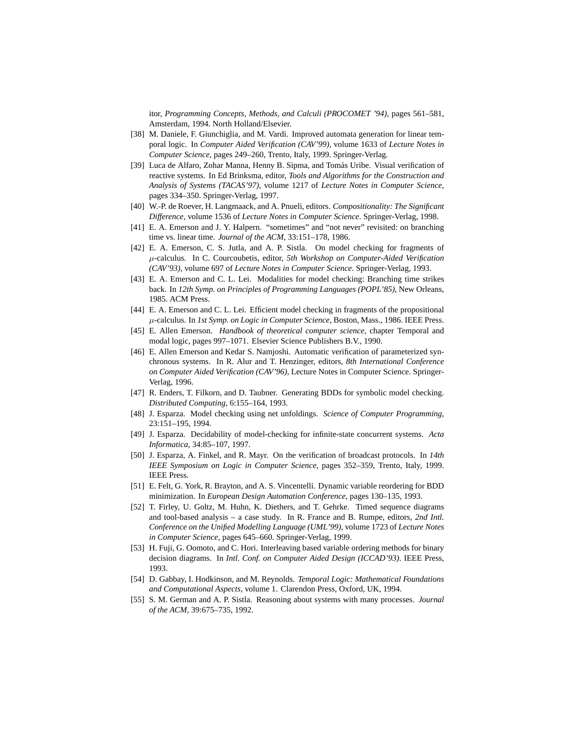itor, *Programming Concepts, Methods, and Calculi (PROCOMET '94)*, pages 561–581, Amsterdam, 1994. North Holland/Elsevier.

[38] M. Daniele, F. Giunchiglia, and M. Vardi. Improved automata generation for linear temporal logic. In *Computer Aided Verification (CAV'99)*, volume 1633 of *Lecture Notes in Computer Science*, pages 249–260, Trento, Italy, 1999. Springer-Verlag.

[39] Luca de Alfaro, Zohar Manna, Henny B. Sipma, and Tomás Uribe. Visual verification of reactive systems. In Ed Brinksma, editor, *Tools and Algorithms for the Construction and Analysis of Systems (TACAS'97)*, volume 1217 of *Lecture Notes in Computer Science*, pages 334–350. Springer-Verlag, 1997.

[40] W.-P. de Roever, H. Langmaack, and A. Pnueli, editors. *Compositionality: The Significant Difference*, volume 1536 of *Lecture Notes in Computer Science*. Springer-Verlag, 1998.

[41] E. A. Emerson and J. Y. Halpern. "sometimes" and "not never" revisited: on branching time vs. linear time. *Journal of the ACM*, 33:151–178, 1986.

[42] E. A. Emerson, C. S. Jutla, and A. P. Sistla. On model checking for fragments of $\mu$-calculus. In C. Courcoubetis, editor, *5th Workshop on Computer-Aided Verification (CAV'93)*, volume 697 of *Lecture Notes in Computer Science*. Springer-Verlag, 1993.

[43] E. A. Emerson and C. L. Lei. Modalities for model checking: Branching time strikes back. In *12th Symp. on Principles of Programming Languages (POPL'85)*, New Orleans, 1985. ACM Press.

[44] E. A. Emerson and C. L. Lei. Efficient model checking in fragments of the propositional $\mu$-calculus. In *1st Symp. on Logic in Computer Science*, Boston, Mass., 1986. IEEE Press.

[45] E. Allen Emerson. *Handbook of theoretical computer science*, chapter Temporal and modal logic, pages 997–1071. Elsevier Science Publishers B.V., 1990.

[46] E. Allen Emerson and Kedar S. Namjoshi. Automatic verification of parameterized synchronous systems. In R. Alur and T. Henzinger, editors, *8th International Conference on Computer Aided Verification (CAV'96)*, Lecture Notes in Computer Science. Springer-Verlag, 1996.

[47] R. Enders, T. Filkorn, and D. Taubner. Generating BDDs for symbolic model checking. *Distributed Computing*, 6:155–164, 1993.

[48] J. Esparza. Model checking using net unfoldings. *Science of Computer Programming*, 23:151–195, 1994.

[49] J. Esparza. Decidability of model-checking for infinite-state concurrent systems. *Acta Informatica*, 34:85–107, 1997.

[50] J. Esparza, A. Finkel, and R. Mayr. On the verification of broadcast protocols. In *14th IEEE Symposium on Logic in Computer Science*, pages 352–359, Trento, Italy, 1999. IEEE Press.

[51] E. Felt, G. York, R. Brayton, and A. S. Vincentelli. Dynamic variable reordering for BDD minimization. In *European Design Automation Conference*, pages 130–135, 1993.

[52] T. Firley, U. Goltz, M. Huhn, K. Diethers, and T. Gehrke. Timed sequence diagrams and tool-based analysis – a case study. In R. France and B. Rumpe, editors, *2nd Intl. Conference on the Unified Modelling Language (UML'99)*, volume 1723 of *Lecture Notes in Computer Science*, pages 645–660. Springer-Verlag, 1999.

[53] H. Fuji, G. Oomoto, and C. Hori. Interleaving based variable ordering methods for binary decision diagrams. In *Intl. Conf. on Computer Aided Design (ICCAD'93)*. IEEE Press, 1993.

[54] D. Gabbay, I. Hodkinson, and M. Reynolds. *Temporal Logic: Mathematical Foundations and Computational Aspects*, volume 1. Clarendon Press, Oxford, UK, 1994.

[55] S. M. German and A. P. Sistla. Reasoning about systems with many processes. *Journal of the ACM*, 39:675–735, 1992.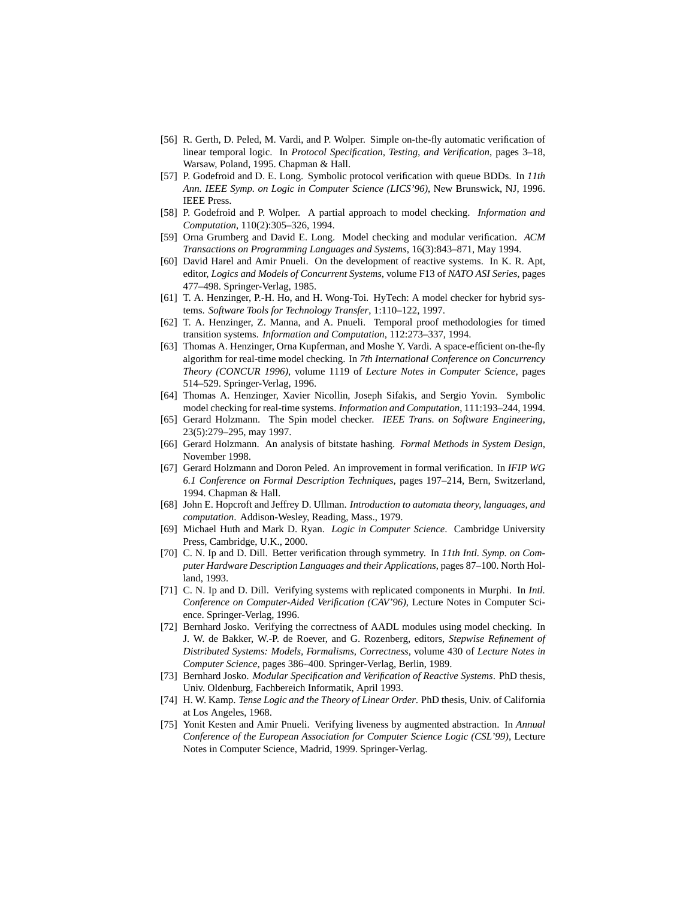[56] R. Gerth, D. Peled, M. Vardi, and P. Wolper. Simple on-the-fly automatic verification of linear temporal logic. In *Protocol Specification, Testing, and Verification*, pages 3–18, Warsaw, Poland, 1995. Chapman & Hall.

[57] P. Godefroid and D. E. Long. Symbolic protocol verification with queue BDDs. In *11th Ann. IEEE Symp. on Logic in Computer Science (LICS'96)*, New Brunswick, NJ, 1996. IEEE Press.

[58] P. Godefroid and P. Wolper. A partial approach to model checking. *Information and Computation*, 110(2):305–326, 1994.

[59] Orna Grumberg and David E. Long. Model checking and modular verification. *ACM Transactions on Programming Languages and Systems*, 16(3):843–871, May 1994.

[60] David Harel and Amir Pnueli. On the development of reactive systems. In K. R. Apt, editor, *Logics and Models of Concurrent Systems*, volume F13 of *NATO ASI Series*, pages 477–498. Springer-Verlag, 1985.

[61] T. A. Henzinger, P.-H. Ho, and H. Wong-Toi. HyTech: A model checker for hybrid systems. *Software Tools for Technology Transfer*, 1:110–122, 1997.

[62] T. A. Henzinger, Z. Manna, and A. Pnueli. Temporal proof methodologies for timed transition systems. *Information and Computation*, 112:273–337, 1994.

[63] Thomas A. Henzinger, Orna Kupferman, and Moshe Y. Vardi. A space-efficient on-the-fly algorithm for real-time model checking. In *7th International Conference on Concurrency Theory (CONCUR 1996)*, volume 1119 of *Lecture Notes in Computer Science*, pages 514–529. Springer-Verlag, 1996.

[64] Thomas A. Henzinger, Xavier Nicollin, Joseph Sifakis, and Sergio Yovin. Symbolic model checking for real-time systems. *Information and Computation*, 111:193–244, 1994.

[65] Gerard Holzmann. The Spin model checker. *IEEE Trans. on Software Engineering*, 23(5):279–295, may 1997.

[66] Gerard Holzmann. An analysis of bitstate hashing. *Formal Methods in System Design*, November 1998.

[67] Gerard Holzmann and Doron Peled. An improvement in formal verification. In *IFIP WG 6.1 Conference on Formal Description Techniques*, pages 197–214, Bern, Switzerland, 1994. Chapman & Hall.

[68] John E. Hopcroft and Jeffrey D. Ullman. *Introduction to automata theory, languages, and computation*. Addison-Wesley, Reading, Mass., 1979.

[69] Michael Huth and Mark D. Ryan. *Logic in Computer Science*. Cambridge University Press, Cambridge, U.K., 2000.

[70] C. N. Ip and D. Dill. Better verification through symmetry. In *11th Intl. Symp. on Computer Hardware Description Languages and their Applications*, pages 87–100. North Holland, 1993.

[71] C. N. Ip and D. Dill. Verifying systems with replicated components in Murphi. In *Intl. Conference on Computer-Aided Verification (CAV'96)*, Lecture Notes in Computer Science. Springer-Verlag, 1996.

[72] Bernhard Josko. Verifying the correctness of AADL modules using model checking. In J. W. de Bakker, W.-P. de Roever, and G. Rozenberg, editors, *Stepwise Refinement of Distributed Systems: Models, Formalisms, Correctness*, volume 430 of *Lecture Notes in Computer Science*, pages 386–400. Springer-Verlag, Berlin, 1989.

[73] Bernhard Josko. *Modular Specification and Verification of Reactive Systems*. PhD thesis, Univ. Oldenburg, Fachbereich Informatik, April 1993.

[74] H. W. Kamp. *Tense Logic and the Theory of Linear Order*. PhD thesis, Univ. of California at Los Angeles, 1968.

[75] Yonit Kesten and Amir Pnueli. Verifying liveness by augmented abstraction. In *Annual Conference of the European Association for Computer Science Logic (CSL'99)*, Lecture Notes in Computer Science, Madrid, 1999. Springer-Verlag.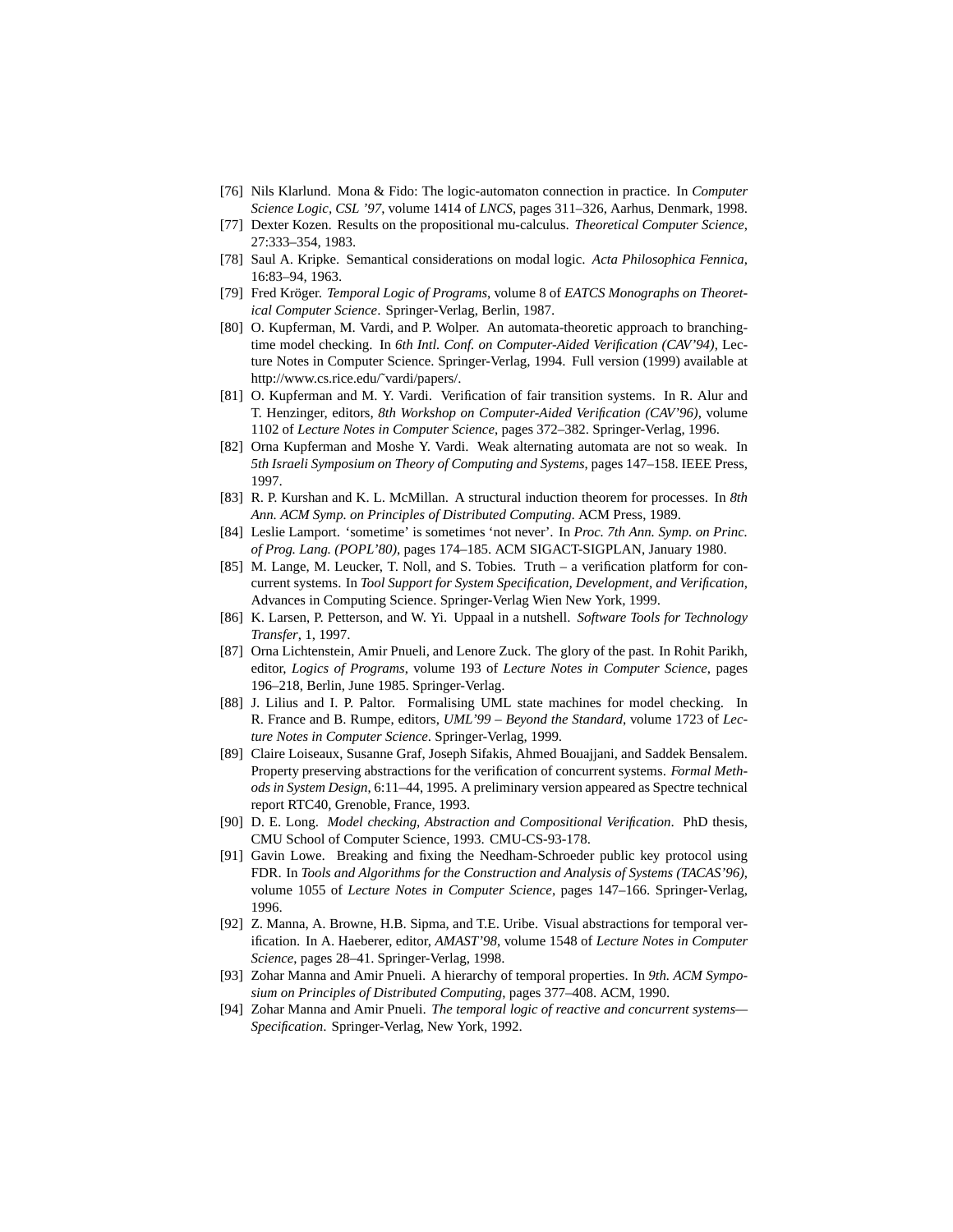[76] Nils Klarlund. Mona & Fido: The logic-automaton connection in practice. In *Computer Science Logic, CSL '97*, volume 1414 of *LNCS*, pages 311–326, Aarhus, Denmark, 1998.

[77] Dexter Kozen. Results on the propositional mu-calculus. *Theoretical Computer Science*, 27:333–354, 1983.

[78] Saul A. Kripke. Semantical considerations on modal logic. *Acta Philosophica Fennica*, 16:83–94, 1963.

[79] Fred Kröger. *Temporal Logic of Programs*, volume 8 of *EATCS Monographs on Theoretical Computer Science*. Springer-Verlag, Berlin, 1987.

[80] O. Kupferman, M. Vardi, and P. Wolper. An automata-theoretic approach to branching-time model checking. In *6th Intl. Conf. on Computer-Aided Verification (CAV'94)*, Lecture Notes in Computer Science. Springer-Verlag, 1994. Full version (1999) available at http://www.cs.rice.edu/~vardi/papers/.

[81] O. Kupferman and M. Y. Vardi. Verification of fair transition systems. In R. Alur and T. Henzinger, editors, *8th Workshop on Computer-Aided Verification (CAV'96)*, volume 1102 of *Lecture Notes in Computer Science*, pages 372–382. Springer-Verlag, 1996.

[82] Orna Kupferman and Moshe Y. Vardi. Weak alternating automata are not so weak. In *5th Israeli Symposium on Theory of Computing and Systems*, pages 147–158. IEEE Press, 1997.

[83] R. P. Kurshan and K. L. McMillan. A structural induction theorem for processes. In *8th Ann. ACM Symp. on Principles of Distributed Computing*. ACM Press, 1989.

[84] Leslie Lamport. 'sometime' is sometimes 'not never'. In *Proc. 7th Ann. Symp. on Princ. of Prog. Lang. (POPL'80)*, pages 174–185. ACM SIGACT-SIGPLAN, January 1980.

[85] M. Lange, M. Leucker, T. Noll, and S. Tobies. Truth – a verification platform for concurrent systems. In *Tool Support for System Specification, Development, and Verification*, Advances in Computing Science. Springer-Verlag Wien New York, 1999.

[86] K. Larsen, P. Petterson, and W. Yi. Uppaal in a nutshell. *Software Tools for Technology Transfer*, 1, 1997.

[87] Orna Lichtenstein, Amir Pnueli, and Lenore Zuck. The glory of the past. In Rohit Parikh, editor, *Logics of Programs*, volume 193 of *Lecture Notes in Computer Science*, pages 196–218, Berlin, June 1985. Springer-Verlag.

[88] J. Lilius and I. P. Paltor. Formalising UML state machines for model checking. In R. France and B. Rumpe, editors, *UML'99 – Beyond the Standard*, volume 1723 of *Lecture Notes in Computer Science*. Springer-Verlag, 1999.

[89] Claire Loiseaux, Susanne Graf, Joseph Sifakis, Ahmed Bouajjani, and Saddek Bensalem. Property preserving abstractions for the verification of concurrent systems. *Formal Methods in System Design*, 6:11–44, 1995. A preliminary version appeared as Spectre technical report RTC40, Grenoble, France, 1993.

[90] D. E. Long. *Model checking, Abstraction and Compositional Verification*. PhD thesis, CMU School of Computer Science, 1993. CMU-CS-93-178.

[91] Gavin Lowe. Breaking and fixing the Needham-Schroeder public key protocol using FDR. In *Tools and Algorithms for the Construction and Analysis of Systems (TACAS'96)*, volume 1055 of *Lecture Notes in Computer Science*, pages 147–166. Springer-Verlag, 1996.

[92] Z. Manna, A. Browne, H.B. Sipma, and T.E. Uribe. Visual abstractions for temporal verification. In A. Haeberer, editor, *AMAST'98*, volume 1548 of *Lecture Notes in Computer Science*, pages 28–41. Springer-Verlag, 1998.

[93] Zohar Manna and Amir Pnueli. A hierarchy of temporal properties. In *9th. ACM Symposium on Principles of Distributed Computing*, pages 377–408. ACM, 1990.

[94] Zohar Manna and Amir Pnueli. *The temporal logic of reactive and concurrent systems—Specification*. Springer-Verlag, New York, 1992.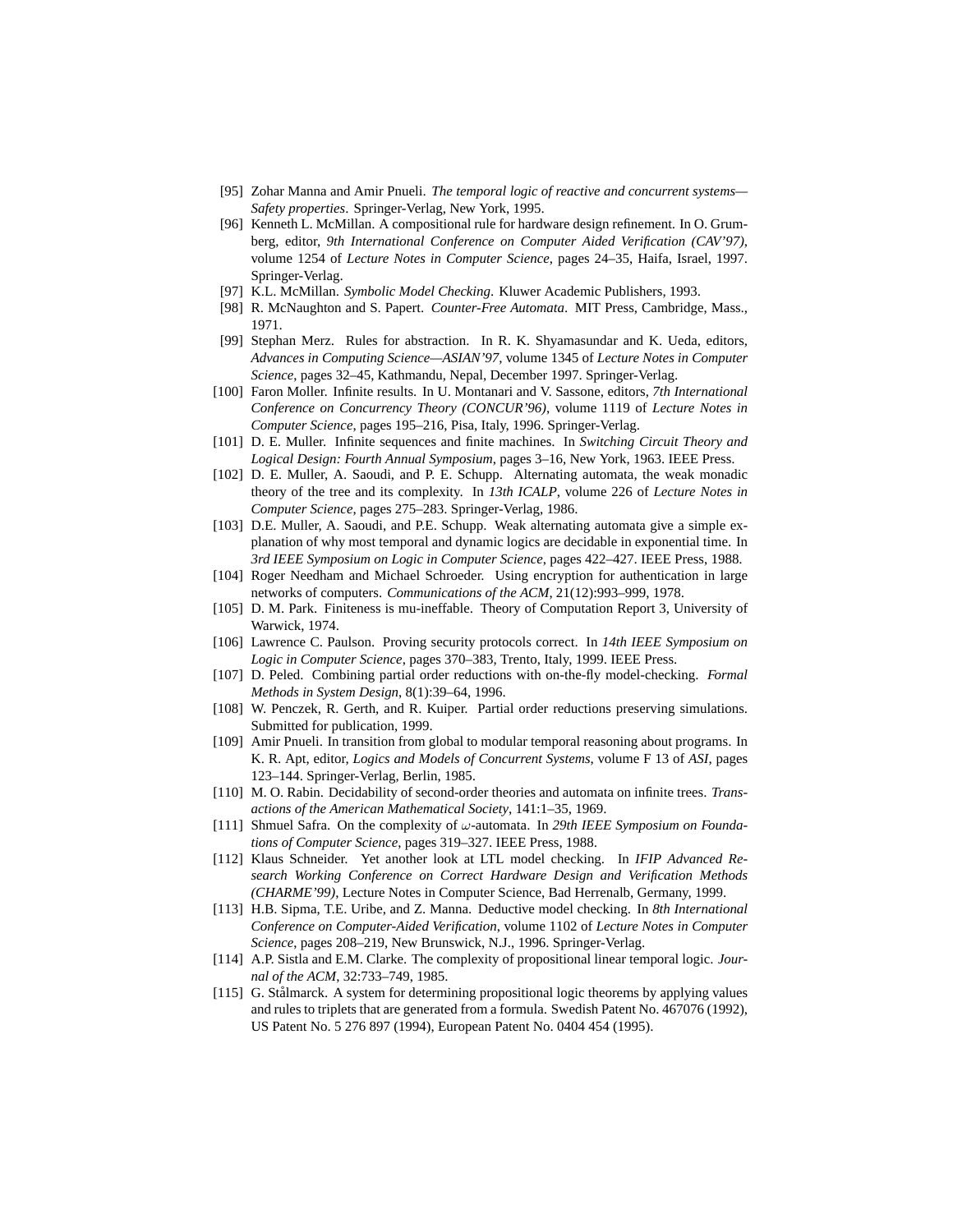[95] Zohar Manna and Amir Pnueli. *The temporal logic of reactive and concurrent systems—Safety properties*. Springer-Verlag, New York, 1995.

[96] Kenneth L. McMillan. A compositional rule for hardware design refinement. In O. Grumberg, editor, *9th International Conference on Computer Aided Verification (CAV'97)*, volume 1254 of *Lecture Notes in Computer Science*, pages 24–35, Haifa, Israel, 1997. Springer-Verlag.

[97] K.L. McMillan. *Symbolic Model Checking*. Kluwer Academic Publishers, 1993.

[98] R. McNaughton and S. Papert. *Counter-Free Automata*. MIT Press, Cambridge, Mass., 1971.

[99] Stephan Merz. Rules for abstraction. In R. K. Shyamasundar and K. Ueda, editors, *Advances in Computing Science—ASIAN'97*, volume 1345 of *Lecture Notes in Computer Science*, pages 32–45, Kathmandu, Nepal, December 1997. Springer-Verlag.

[100] Faron Moller. Infinite results. In U. Montanari and V. Sassone, editors, *7th International Conference on Concurrency Theory (CONCUR'96)*, volume 1119 of *Lecture Notes in Computer Science*, pages 195–216, Pisa, Italy, 1996. Springer-Verlag.

[101] D. E. Muller. Infinite sequences and finite machines. In *Switching Circuit Theory and Logical Design: Fourth Annual Symposium*, pages 3–16, New York, 1963. IEEE Press.

[102] D. E. Muller, A. Saoudi, and P. E. Schupp. Alternating automata, the weak monadic theory of the tree and its complexity. In *13th ICALP*, volume 226 of *Lecture Notes in Computer Science*, pages 275–283. Springer-Verlag, 1986.

[103] D.E. Muller, A. Saoudi, and P.E. Schupp. Weak alternating automata give a simple explanation of why most temporal and dynamic logics are decidable in exponential time. In *3rd IEEE Symposium on Logic in Computer Science*, pages 422–427. IEEE Press, 1988.

[104] Roger Needham and Michael Schroeder. Using encryption for authentication in large networks of computers. *Communications of the ACM*, 21(12):993–999, 1978.

[105] D. M. Park. Finiteness is mu-ineffable. Theory of Computation Report 3, University of Warwick, 1974.

[106] Lawrence C. Paulson. Proving security protocols correct. In *14th IEEE Symposium on Logic in Computer Science*, pages 370–383, Trento, Italy, 1999. IEEE Press.

[107] D. Peled. Combining partial order reductions with on-the-fly model-checking. *Formal Methods in System Design*, 8(1):39–64, 1996.

[108] W. Penczek, R. Gerth, and R. Kuiper. Partial order reductions preserving simulations. Submitted for publication, 1999.

[109] Amir Pnueli. In transition from global to modular temporal reasoning about programs. In K. R. Apt, editor, *Logics and Models of Concurrent Systems*, volume F 13 of *ASI*, pages 123–144. Springer-Verlag, Berlin, 1985.

[110] M. O. Rabin. Decidability of second-order theories and automata on infinite trees. *Transactions of the American Mathematical Society*, 141:1–35, 1969.

[111] Shmuel Safra. On the complexity of $\omega$-automata. In *29th IEEE Symposium on Foundations of Computer Science*, pages 319–327. IEEE Press, 1988.

[112] Klaus Schneider. Yet another look at LTL model checking. In *IFIP Advanced Research Working Conference on Correct Hardware Design and Verification Methods (CHARME'99)*, Lecture Notes in Computer Science, Bad Herrenalb, Germany, 1999.

[113] H.B. Sipma, T.E. Uribe, and Z. Manna. Deductive model checking. In *8th International Conference on Computer-Aided Verification*, volume 1102 of *Lecture Notes in Computer Science*, pages 208–219, New Brunswick, N.J., 1996. Springer-Verlag.

[114] A.P. Sistla and E.M. Clarke. The complexity of propositional linear temporal logic. *Journal of the ACM*, 32:733–749, 1985.

[115] G. Stålmarck. A system for determining propositional logic theorems by applying values and rules to triplets that are generated from a formula. Swedish Patent No. 467076 (1992), US Patent No. 5 276 897 (1994), European Patent No. 0404 454 (1995).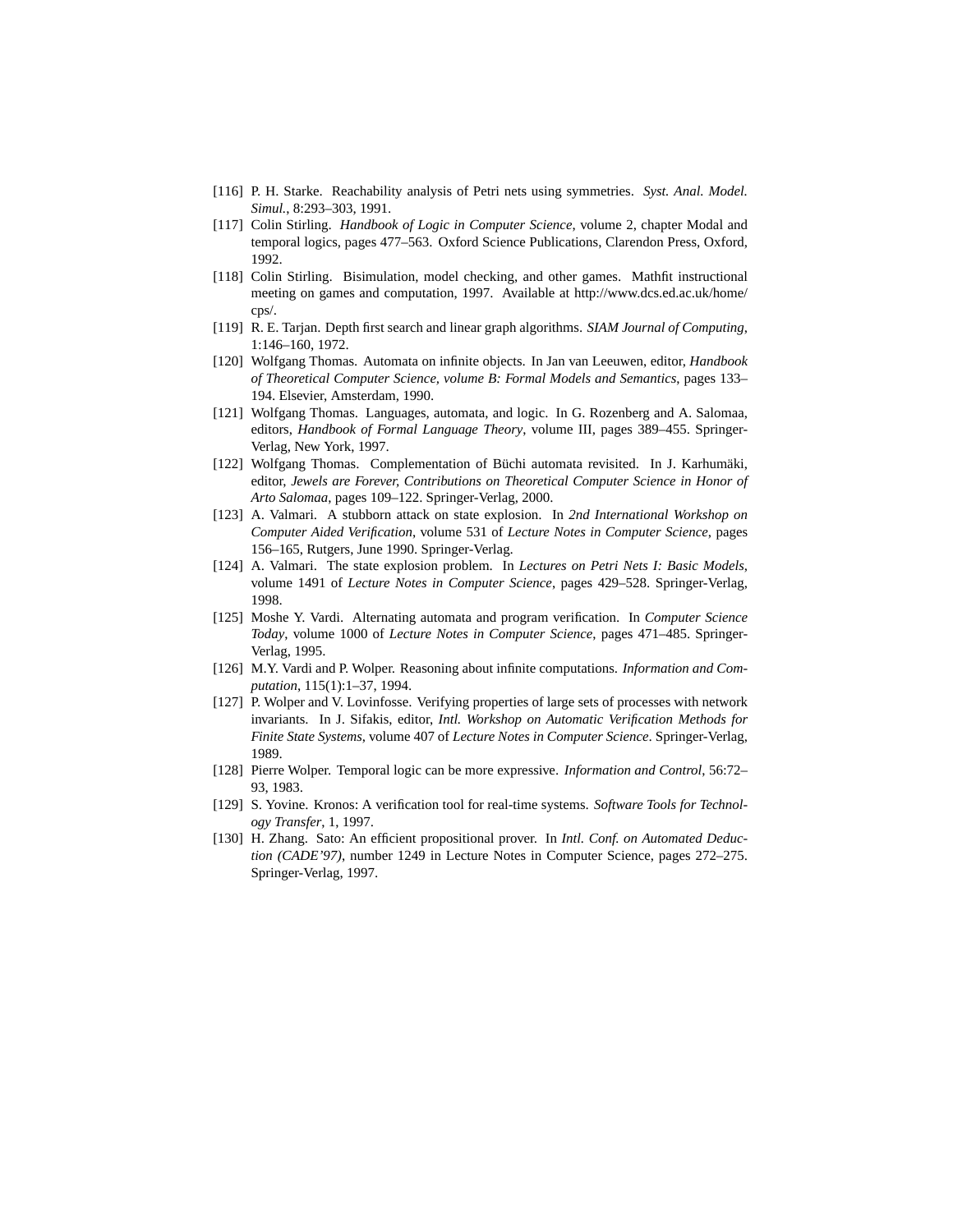[116] P. H. Starke. Reachability analysis of Petri nets using symmetries. *Syst. Anal. Model. Simul.*, 8:293–303, 1991.

[117] Colin Stirling. *Handbook of Logic in Computer Science*, volume 2, chapter Modal and temporal logics, pages 477–563. Oxford Science Publications, Clarendon Press, Oxford, 1992.

[118] Colin Stirling. Bisimulation, model checking, and other games. Mathfit instructional meeting on games and computation, 1997. Available at http://www.dcs.ed.ac.uk/home/cps/.

[119] R. E. Tarjan. Depth first search and linear graph algorithms. *SIAM Journal of Computing*, 1:146–160, 1972.

[120] Wolfgang Thomas. Automata on infinite objects. In Jan van Leeuwen, editor, *Handbook of Theoretical Computer Science, volume B: Formal Models and Semantics*, pages 133–194. Elsevier, Amsterdam, 1990.

[121] Wolfgang Thomas. Languages, automata, and logic. In G. Rozenberg and A. Salomaa, editors, *Handbook of Formal Language Theory*, volume III, pages 389–455. Springer-Verlag, New York, 1997.

[122] Wolfgang Thomas. Complementation of Büchi automata revisited. In J. Karhumäki, editor, *Jewels are Forever, Contributions on Theoretical Computer Science in Honor of Arto Salomaa*, pages 109–122. Springer-Verlag, 2000.

[123] A. Valmari. A stubborn attack on state explosion. In *2nd International Workshop on Computer Aided Verification*, volume 531 of *Lecture Notes in Computer Science*, pages 156–165, Rutgers, June 1990. Springer-Verlag.

[124] A. Valmari. The state explosion problem. In *Lectures on Petri Nets I: Basic Models*, volume 1491 of *Lecture Notes in Computer Science*, pages 429–528. Springer-Verlag, 1998.

[125] Moshe Y. Vardi. Alternating automata and program verification. In *Computer Science Today*, volume 1000 of *Lecture Notes in Computer Science*, pages 471–485. Springer-Verlag, 1995.

[126] M.Y. Vardi and P. Wolper. Reasoning about infinite computations. *Information and Computation*, 115(1):1–37, 1994.

[127] P. Wolper and V. Lovinfosse. Verifying properties of large sets of processes with network invariants. In J. Sifakis, editor, *Intl. Workshop on Automatic Verification Methods for Finite State Systems*, volume 407 of *Lecture Notes in Computer Science*. Springer-Verlag, 1989.

[128] Pierre Wolper. Temporal logic can be more expressive. *Information and Control*, 56:72–93, 1983.

[129] S. Yovine. Kronos: A verification tool for real-time systems. *Software Tools for Technology Transfer*, 1, 1997.

[130] H. Zhang. Sato: An efficient propositional prover. In *Intl. Conf. on Automated Deduction (CADE'97)*, number 1249 in Lecture Notes in Computer Science, pages 272–275. Springer-Verlag, 1997.